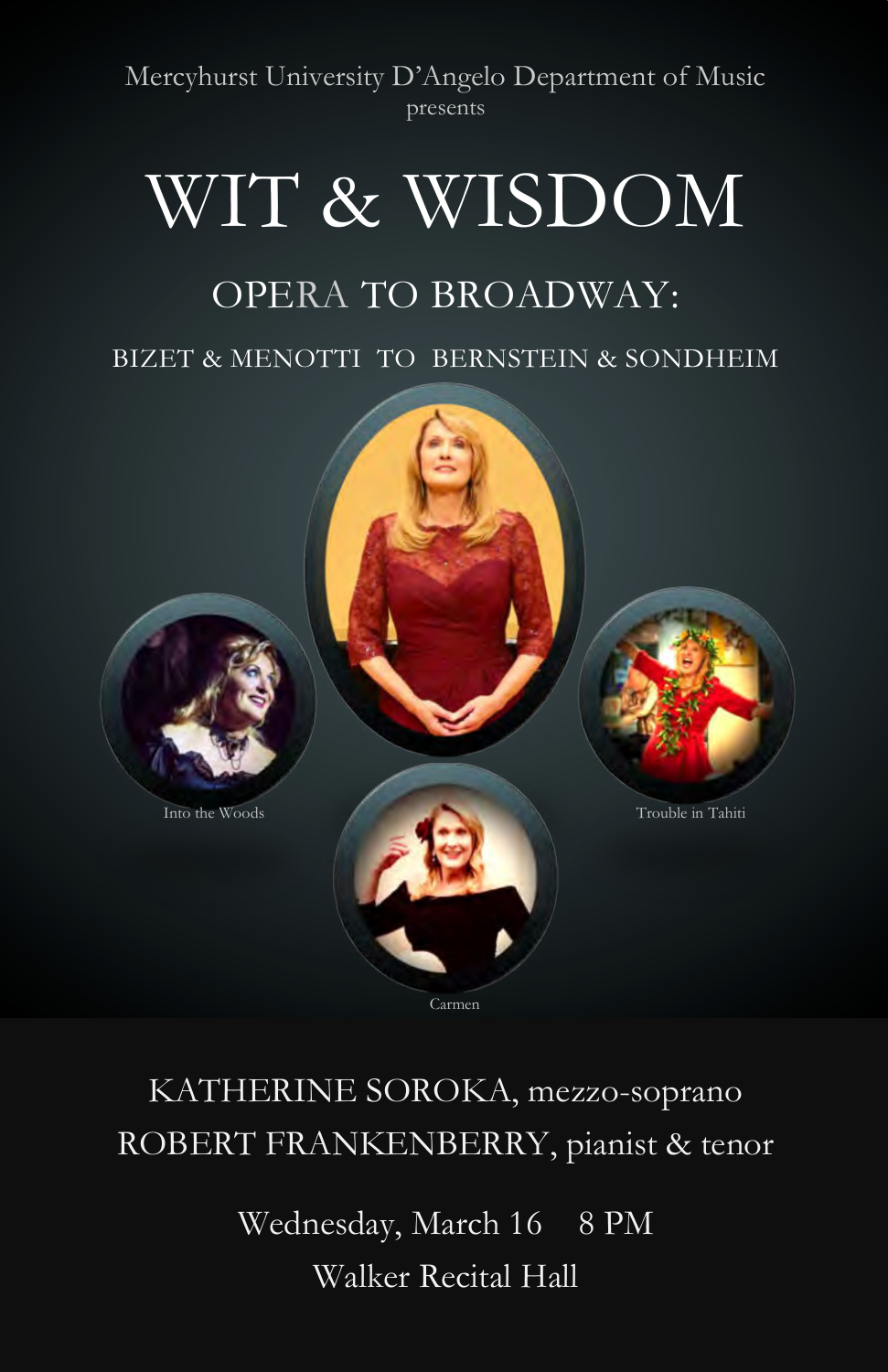Mercyhurst University D'Angelo Department of Music
presents

# WIT & WISDOM

## OPERA TO BROADWAY:

### BIZET & MENOTTI TO BERNSTEIN & SONDHEIM

Into the Woods

Trouble in Tahiti

Carmen

KATHERINE SOROKA, mezzo-soprano

ROBERT FRANKENBERRY, pianist & tenor

Wednesday, March 16 8 PM

Walker Recital Hall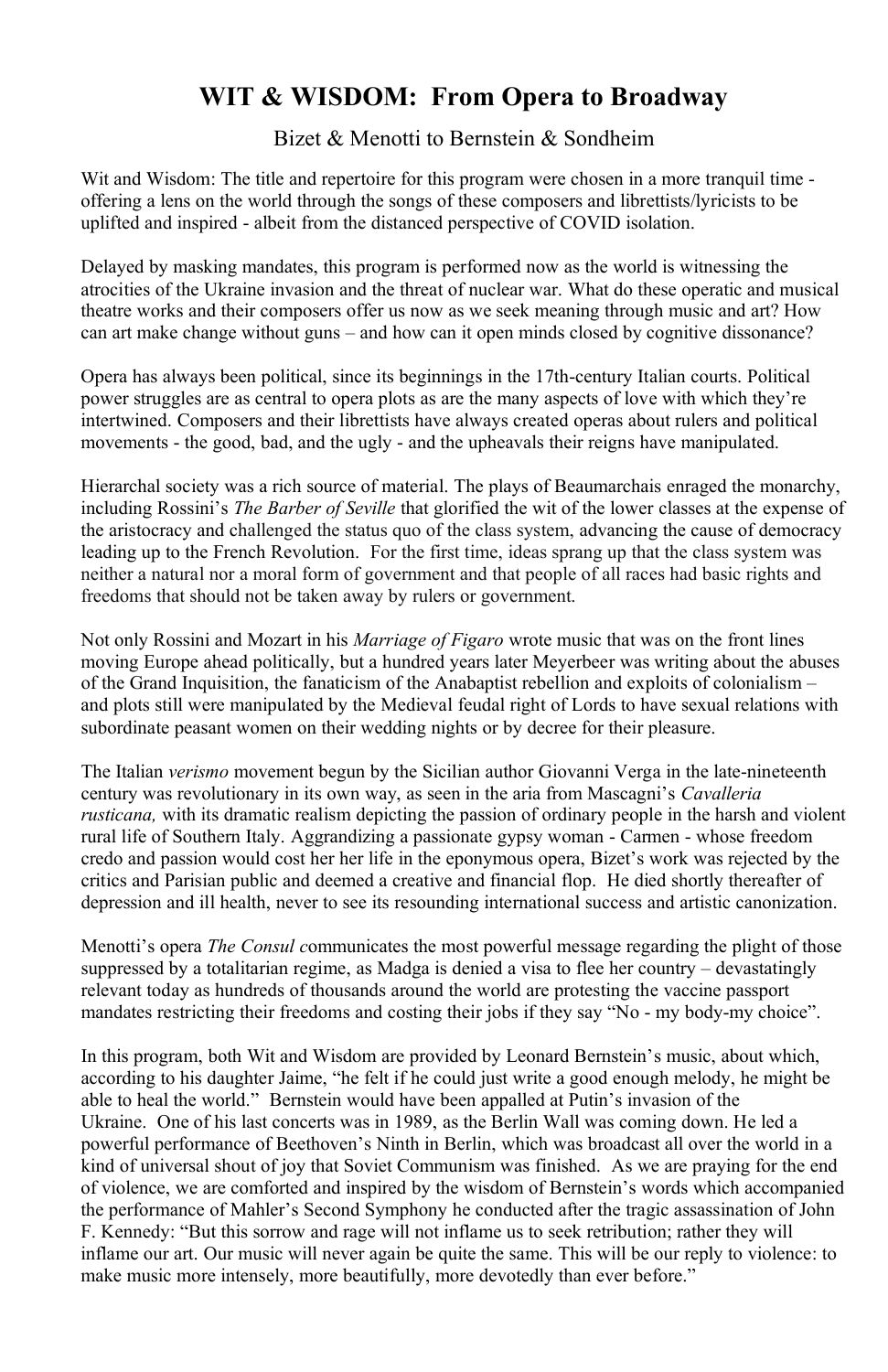# WIT & WISDOM: From Opera to Broadway

Bizet & Menotti to Bernstein & Sondheim

Wit and Wisdom: The title and repertoire for this program were chosen in a more tranquil time - offering a lens on the world through the songs of these composers and librettists/lyricists to be uplifted and inspired - albeit from the distanced perspective of COVID isolation.

Delayed by masking mandates, this program is performed now as the world is witnessing the atrocities of the Ukraine invasion and the threat of nuclear war. What do these operatic and musical theatre works and their composers offer us now as we seek meaning through music and art? How can art make change without guns – and how can it open minds closed by cognitive dissonance?

Opera has always been political, since its beginnings in the 17th-century Italian courts. Political power struggles are as central to opera plots as are the many aspects of love with which they're intertwined. Composers and their librettists have always created operas about rulers and political movements - the good, bad, and the ugly - and the upheavals their reigns have manipulated.

Hierarchal society was a rich source of material. The plays of Beaumarchais enraged the monarchy, including Rossini's *The Barber of Seville* that glorified the wit of the lower classes at the expense of the aristocracy and challenged the status quo of the class system, advancing the cause of democracy leading up to the French Revolution. For the first time, ideas sprang up that the class system was neither a natural nor a moral form of government and that people of all races had basic rights and freedoms that should not be taken away by rulers or government.

Not only Rossini and Mozart in his *Marriage of Figaro* wrote music that was on the front lines moving Europe ahead politically, but a hundred years later Meyerbeer was writing about the abuses of the Grand Inquisition, the fanaticism of the Anabaptist rebellion and exploits of colonialism – and plots still were manipulated by the Medieval feudal right of Lords to have sexual relations with subordinate peasant women on their wedding nights or by decree for their pleasure.

The Italian *verismo* movement begun by the Sicilian author Giovanni Verga in the late-nineteenth century was revolutionary in its own way, as seen in the aria from Mascagni's *Cavalleria rusticana,* with its dramatic realism depicting the passion of ordinary people in the harsh and violent rural life of Southern Italy. Aggrandizing a passionate gypsy woman - Carmen - whose freedom credo and passion would cost her her life in the eponymous opera, Bizet's work was rejected by the critics and Parisian public and deemed a creative and financial flop. He died shortly thereafter of depression and ill health, never to see its resounding international success and artistic canonization.

Menotti's opera *The Consul c*ommunicates the most powerful message regarding the plight of those suppressed by a totalitarian regime, as Madga is denied a visa to flee her country – devastatingly relevant today as hundreds of thousands around the world are protesting the vaccine passport mandates restricting their freedoms and costing their jobs if they say "No - my body-my choice".

In this program, both Wit and Wisdom are provided by Leonard Bernstein's music, about which, according to his daughter Jaime, "he felt if he could just write a good enough melody, he might be able to heal the world." Bernstein would have been appalled at Putin's invasion of the Ukraine. One of his last concerts was in 1989, as the Berlin Wall was coming down. He led a powerful performance of Beethoven's Ninth in Berlin, which was broadcast all over the world in a kind of universal shout of joy that Soviet Communism was finished. As we are praying for the end of violence, we are comforted and inspired by the wisdom of Bernstein's words which accompanied the performance of Mahler's Second Symphony he conducted after the tragic assassination of John F. Kennedy: "But this sorrow and rage will not inflame us to seek retribution; rather they will inflame our art. Our music will never again be quite the same. This will be our reply to violence: to make music more intensely, more beautifully, more devotedly than ever before."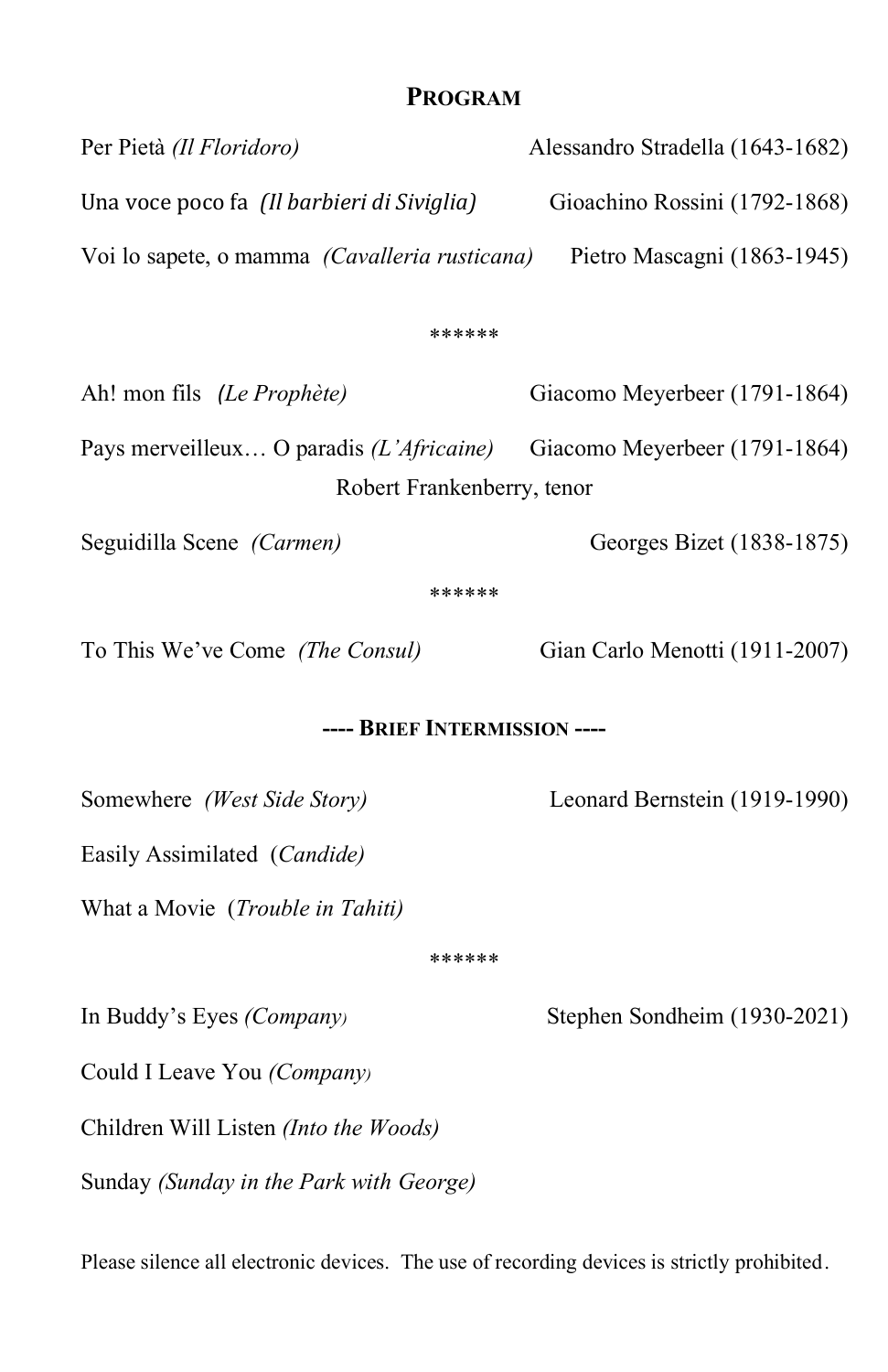## Program

Per Pietà *(Il Floridoro)* — Alessandro Stradella (1643-1682)

Una voce poco fa *(Il barbieri di Siviglia)* — Gioachino Rossini (1792-1868)

Voi lo sapete, o mamma *(Cavalleria rusticana)* — Pietro Mascagni (1863-1945)

******

Ah! mon fils *(Le Prophète)* — Giacomo Meyerbeer (1791-1864)

Pays merveilleux… O paradis *(L'Africaine)* — Giacomo Meyerbeer (1791-1864)

Robert Frankenberry, tenor

Seguidilla Scene *(Carmen)* — Georges Bizet (1838-1875)

******

To This We've Come *(The Consul)* — Gian Carlo Menotti (1911-2007)

**---- Brief Intermission ----**

Somewhere *(West Side Story)* — Leonard Bernstein (1919-1990)

Easily Assimilated (*Candide)*

What a Movie (*Trouble in Tahiti)*

******

In Buddy's Eyes *(Company)* — Stephen Sondheim (1930-2021)

Could I Leave You *(Company)*

Children Will Listen *(Into the Woods)*

Sunday *(Sunday in the Park with George)*

Please silence all electronic devices. The use of recording devices is strictly prohibited.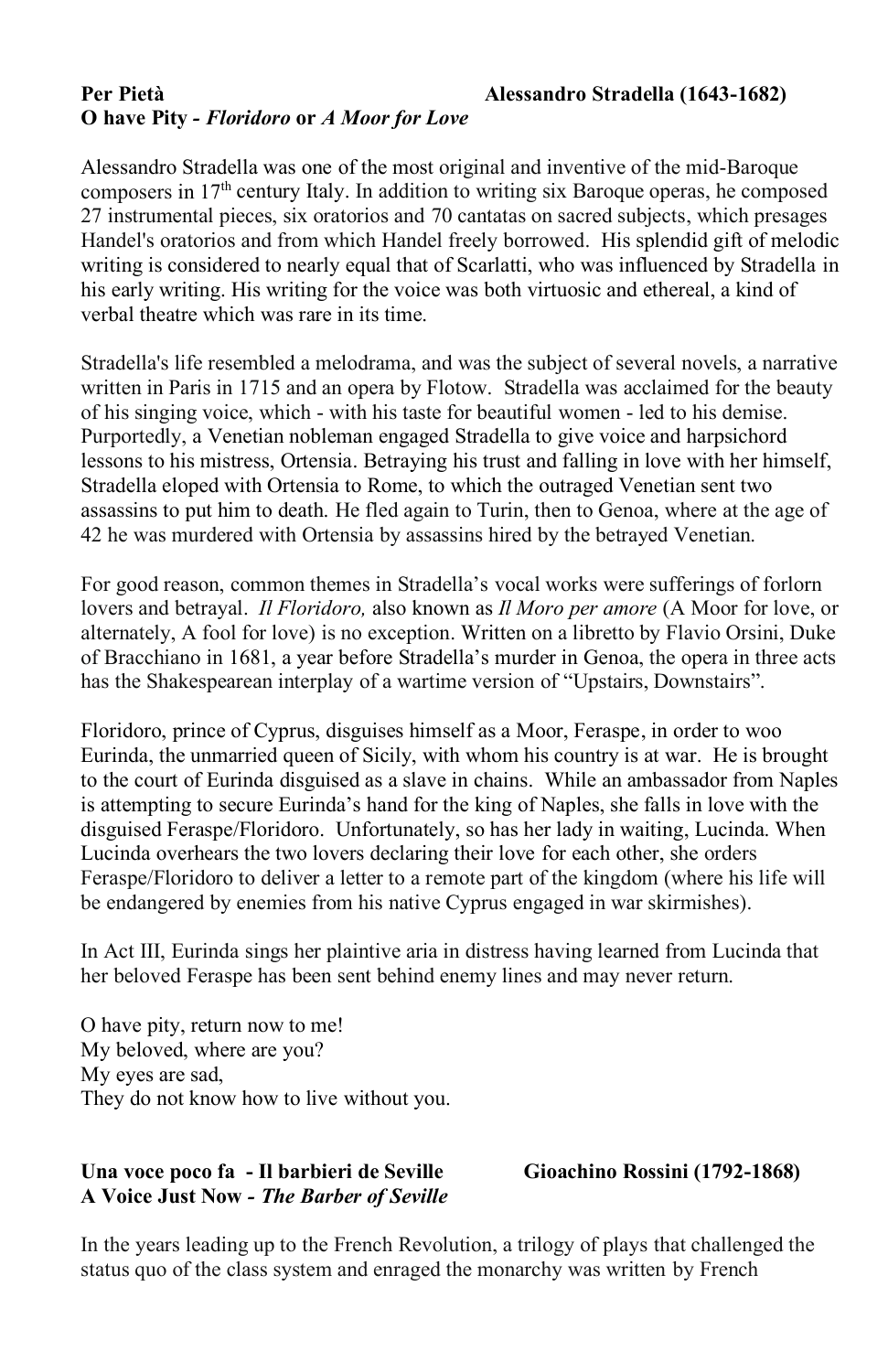**Per Pietà** **Alessandro Stradella (1643-1682)**
**O have Pity -** ***Floridoro*** **or** ***A Moor for Love***

Alessandro Stradella was one of the most original and inventive of the mid-Baroque composers in 17th century Italy. In addition to writing six Baroque operas, he composed 27 instrumental pieces, six oratorios and 70 cantatas on sacred subjects, which presages Handel's oratorios and from which Handel freely borrowed. His splendid gift of melodic writing is considered to nearly equal that of Scarlatti, who was influenced by Stradella in his early writing. His writing for the voice was both virtuosic and ethereal, a kind of verbal theatre which was rare in its time.

Stradella's life resembled a melodrama, and was the subject of several novels, a narrative written in Paris in 1715 and an opera by Flotow. Stradella was acclaimed for the beauty of his singing voice, which - with his taste for beautiful women - led to his demise. Purportedly, a Venetian nobleman engaged Stradella to give voice and harpsichord lessons to his mistress, Ortensia. Betraying his trust and falling in love with her himself, Stradella eloped with Ortensia to Rome, to which the outraged Venetian sent two assassins to put him to death. He fled again to Turin, then to Genoa, where at the age of 42 he was murdered with Ortensia by assassins hired by the betrayed Venetian.

For good reason, common themes in Stradella's vocal works were sufferings of forlorn lovers and betrayal. *Il Floridoro,* also known as *Il Moro per amore* (A Moor for love, or alternately, A fool for love) is no exception. Written on a libretto by Flavio Orsini, Duke of Bracchiano in 1681, a year before Stradella's murder in Genoa, the opera in three acts has the Shakespearean interplay of a wartime version of "Upstairs, Downstairs".

Floridoro, prince of Cyprus, disguises himself as a Moor, Feraspe, in order to woo Eurinda, the unmarried queen of Sicily, with whom his country is at war. He is brought to the court of Eurinda disguised as a slave in chains. While an ambassador from Naples is attempting to secure Eurinda's hand for the king of Naples, she falls in love with the disguised Feraspe/Floridoro. Unfortunately, so has her lady in waiting, Lucinda. When Lucinda overhears the two lovers declaring their love for each other, she orders Feraspe/Floridoro to deliver a letter to a remote part of the kingdom (where his life will be endangered by enemies from his native Cyprus engaged in war skirmishes).

In Act III, Eurinda sings her plaintive aria in distress having learned from Lucinda that her beloved Feraspe has been sent behind enemy lines and may never return.

O have pity, return now to me!
My beloved, where are you?
My eyes are sad,
They do not know how to live without you.

**Una voce poco fa - Il barbieri de Seville** **Gioachino Rossini (1792-1868)**
**A Voice Just Now -** ***The Barber of Seville***

In the years leading up to the French Revolution, a trilogy of plays that challenged the status quo of the class system and enraged the monarchy was written by French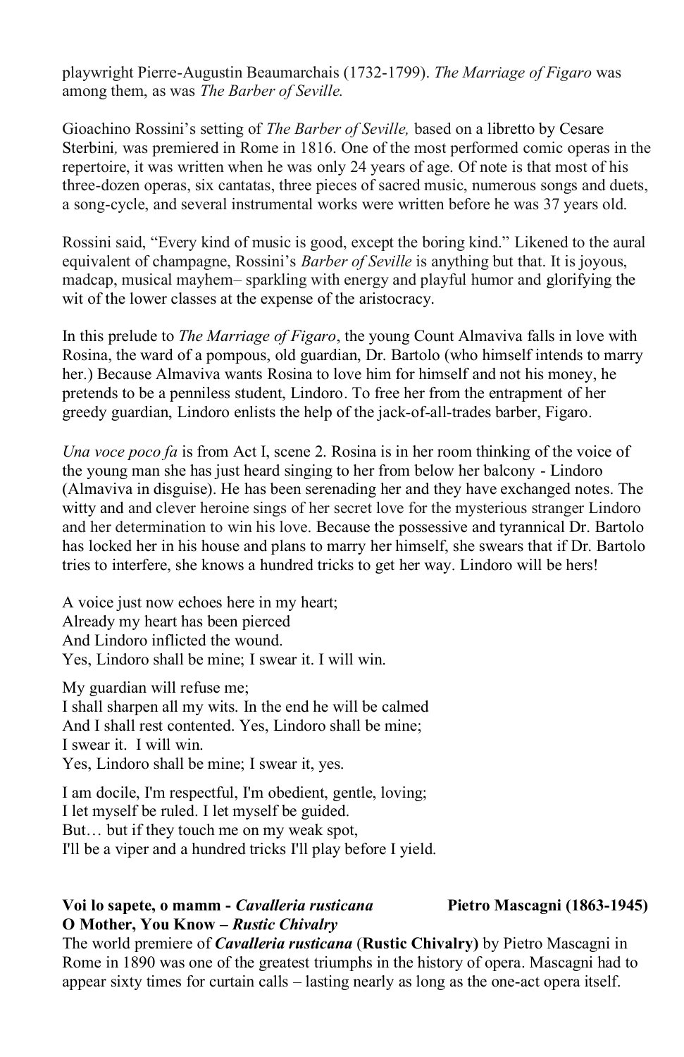playwright Pierre-Augustin Beaumarchais (1732-1799). *The Marriage of Figaro* was among them, as was *The Barber of Seville.*

Gioachino Rossini's setting of *The Barber of Seville,* based on a libretto by Cesare Sterbini*,* was premiered in Rome in 1816. One of the most performed comic operas in the repertoire, it was written when he was only 24 years of age. Of note is that most of his three-dozen operas, six cantatas, three pieces of sacred music, numerous songs and duets, a song-cycle, and several instrumental works were written before he was 37 years old.

Rossini said, "Every kind of music is good, except the boring kind." Likened to the aural equivalent of champagne, Rossini's *Barber of Seville* is anything but that. It is joyous, madcap, musical mayhem– sparkling with energy and playful humor and glorifying the wit of the lower classes at the expense of the aristocracy.

In this prelude to *The Marriage of Figaro*, the young Count Almaviva falls in love with Rosina, the ward of a pompous, old guardian, Dr. Bartolo (who himself intends to marry her.) Because Almaviva wants Rosina to love him for himself and not his money, he pretends to be a penniless student, Lindoro. To free her from the entrapment of her greedy guardian, Lindoro enlists the help of the jack-of-all-trades barber, Figaro.

*Una voce poco fa* is from Act I, scene 2. Rosina is in her room thinking of the voice of the young man she has just heard singing to her from below her balcony - Lindoro (Almaviva in disguise). He has been serenading her and they have exchanged notes. The witty and and clever heroine sings of her secret love for the mysterious stranger Lindoro and her determination to win his love. Because the possessive and tyrannical Dr. Bartolo has locked her in his house and plans to marry her himself, she swears that if Dr. Bartolo tries to interfere, she knows a hundred tricks to get her way. Lindoro will be hers!

A voice just now echoes here in my heart;
Already my heart has been pierced
And Lindoro inflicted the wound.
Yes, Lindoro shall be mine; I swear it. I will win.

My guardian will refuse me;
I shall sharpen all my wits. In the end he will be calmed
And I shall rest contented. Yes, Lindoro shall be mine;
I swear it. I will win.
Yes, Lindoro shall be mine; I swear it, yes.

I am docile, I'm respectful, I'm obedient, gentle, loving;
I let myself be ruled. I let myself be guided.
But… but if they touch me on my weak spot,
I'll be a viper and a hundred tricks I'll play before I yield.

**Voi lo sapete, o mamm - *Cavalleria rusticana*** **Pietro Mascagni (1863-1945)**
**O Mother, You Know – *Rustic Chivalry***

The world premiere of ***Cavalleria rusticana*** (**Rustic Chivalry)** by Pietro Mascagni in Rome in 1890 was one of the greatest triumphs in the history of opera. Mascagni had to appear sixty times for curtain calls – lasting nearly as long as the one-act opera itself.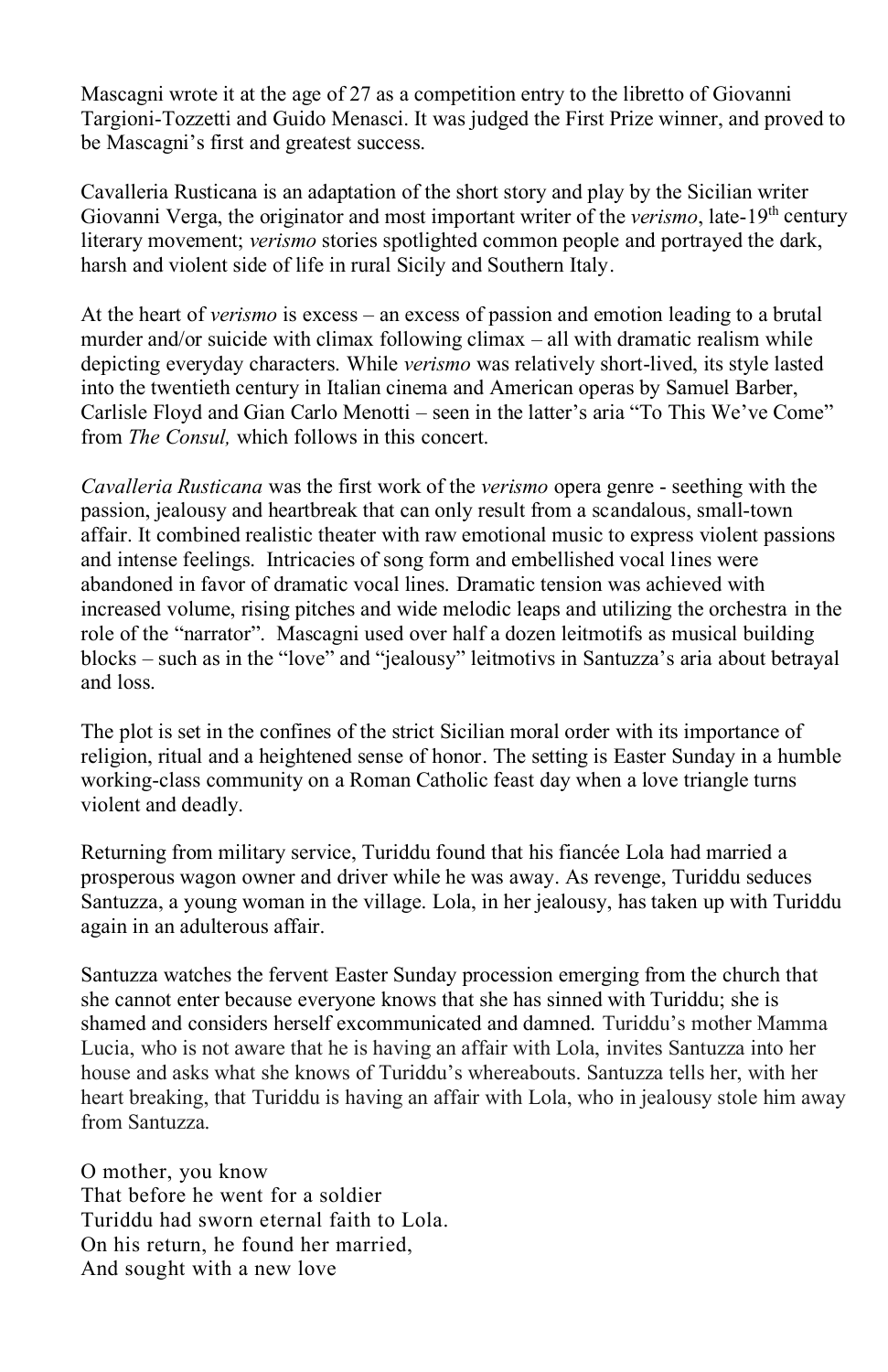Mascagni wrote it at the age of 27 as a competition entry to the libretto of Giovanni Targioni-Tozzetti and Guido Menasci. It was judged the First Prize winner, and proved to be Mascagni's first and greatest success.

Cavalleria Rusticana is an adaptation of the short story and play by the Sicilian writer Giovanni Verga, the originator and most important writer of the *verismo*, late-19th century literary movement; *verismo* stories spotlighted common people and portrayed the dark, harsh and violent side of life in rural Sicily and Southern Italy.

At the heart of *verismo* is excess – an excess of passion and emotion leading to a brutal murder and/or suicide with climax following climax – all with dramatic realism while depicting everyday characters. While *verismo* was relatively short-lived, its style lasted into the twentieth century in Italian cinema and American operas by Samuel Barber, Carlisle Floyd and Gian Carlo Menotti – seen in the latter's aria "To This We've Come" from *The Consul,* which follows in this concert.

*Cavalleria Rusticana* was the first work of the *verismo* opera genre - seething with the passion, jealousy and heartbreak that can only result from a scandalous, small-town affair. It combined realistic theater with raw emotional music to express violent passions and intense feelings. Intricacies of song form and embellished vocal lines were abandoned in favor of dramatic vocal lines. Dramatic tension was achieved with increased volume, rising pitches and wide melodic leaps and utilizing the orchestra in the role of the "narrator". Mascagni used over half a dozen leitmotifs as musical building blocks – such as in the "love" and "jealousy" leitmotivs in Santuzza's aria about betrayal and loss.

The plot is set in the confines of the strict Sicilian moral order with its importance of religion, ritual and a heightened sense of honor. The setting is Easter Sunday in a humble working-class community on a Roman Catholic feast day when a love triangle turns violent and deadly.

Returning from military service, Turiddu found that his fiancée Lola had married a prosperous wagon owner and driver while he was away. As revenge, Turiddu seduces Santuzza, a young woman in the village. Lola, in her jealousy, has taken up with Turiddu again in an adulterous affair.

Santuzza watches the fervent Easter Sunday procession emerging from the church that she cannot enter because everyone knows that she has sinned with Turiddu; she is shamed and considers herself excommunicated and damned. Turiddu's mother Mamma Lucia, who is not aware that he is having an affair with Lola, invites Santuzza into her house and asks what she knows of Turiddu's whereabouts. Santuzza tells her, with her heart breaking, that Turiddu is having an affair with Lola, who in jealousy stole him away from Santuzza.

O mother, you know  
That before he went for a soldier  
Turiddu had sworn eternal faith to Lola.  
On his return, he found her married,  
And sought with a new love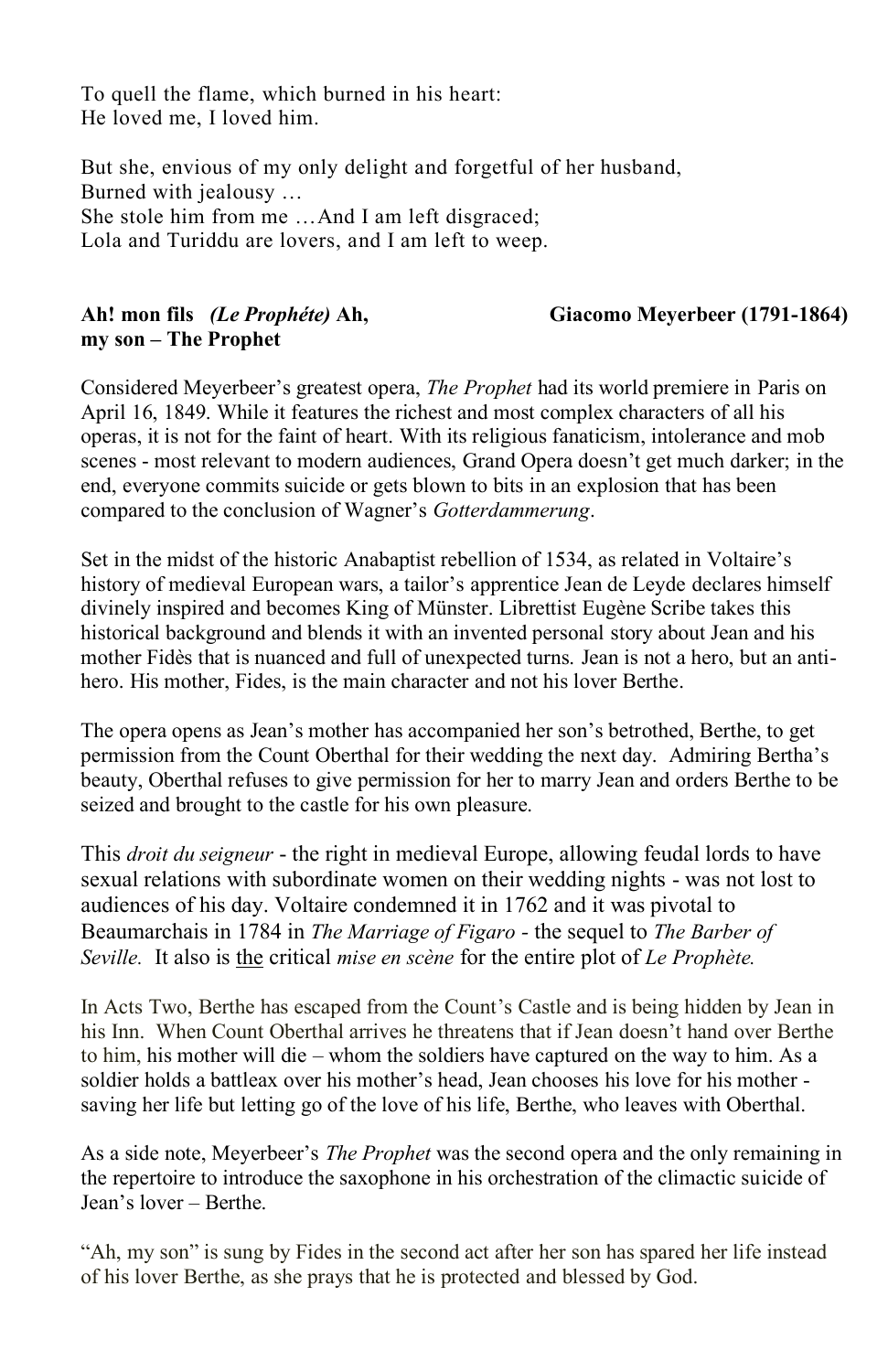To quell the flame, which burned in his heart:
He loved me, I loved him.

But she, envious of my only delight and forgetful of her husband,
Burned with jealousy …
She stole him from me …And I am left disgraced;
Lola and Turiddu are lovers, and I am left to weep.

**Ah! mon fils** ***(Le Prophéte)*** **Ah, my son – The Prophet** **Giacomo Meyerbeer (1791-1864)**

Considered Meyerbeer's greatest opera, *The Prophet* had its world premiere in Paris on April 16, 1849. While it features the richest and most complex characters of all his operas, it is not for the faint of heart. With its religious fanaticism, intolerance and mob scenes - most relevant to modern audiences, Grand Opera doesn't get much darker; in the end, everyone commits suicide or gets blown to bits in an explosion that has been compared to the conclusion of Wagner's *Gotterdammerung*.

Set in the midst of the historic Anabaptist rebellion of 1534, as related in Voltaire's history of medieval European wars, a tailor's apprentice Jean de Leyde declares himself divinely inspired and becomes King of Münster. Librettist Eugène Scribe takes this historical background and blends it with an invented personal story about Jean and his mother Fidès that is nuanced and full of unexpected turns. Jean is not a hero, but an anti-hero. His mother, Fides, is the main character and not his lover Berthe.

The opera opens as Jean's mother has accompanied her son's betrothed, Berthe, to get permission from the Count Oberthal for their wedding the next day. Admiring Bertha's beauty, Oberthal refuses to give permission for her to marry Jean and orders Berthe to be seized and brought to the castle for his own pleasure.

This *droit du seigneur* - the right in medieval Europe, allowing feudal lords to have sexual relations with subordinate women on their wedding nights - was not lost to audiences of his day. Voltaire condemned it in 1762 and it was pivotal to Beaumarchais in 1784 in *The Marriage of Figaro* - the sequel to *The Barber of Seville.* It also is <u>the</u> critical *mise en scène* for the entire plot of *Le Prophète.*

In Acts Two, Berthe has escaped from the Count's Castle and is being hidden by Jean in his Inn. When Count Oberthal arrives he threatens that if Jean doesn't hand over Berthe to him, his mother will die – whom the soldiers have captured on the way to him. As a soldier holds a battleax over his mother's head, Jean chooses his love for his mother - saving her life but letting go of the love of his life, Berthe, who leaves with Oberthal.

As a side note, Meyerbeer's *The Prophet* was the second opera and the only remaining in the repertoire to introduce the saxophone in his orchestration of the climactic suicide of Jean's lover – Berthe.

"Ah, my son" is sung by Fides in the second act after her son has spared her life instead of his lover Berthe, as she prays that he is protected and blessed by God.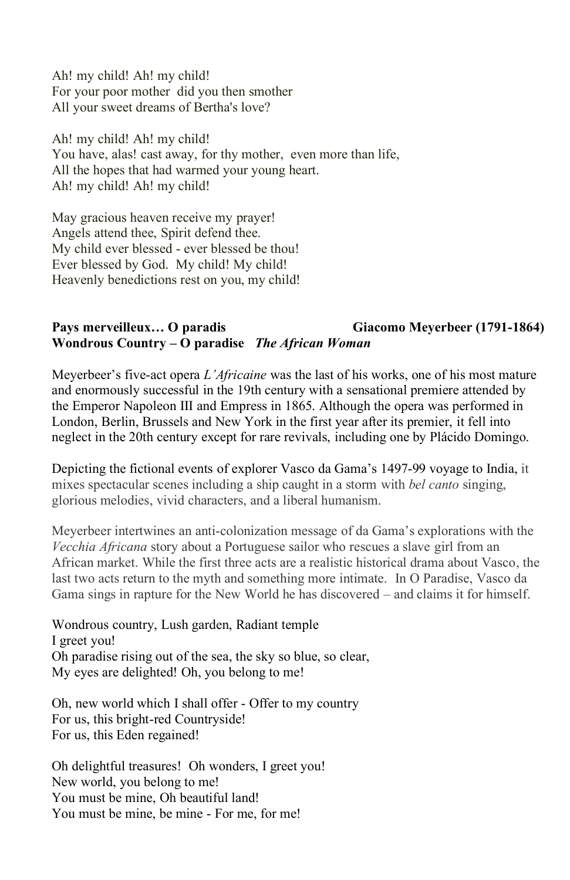Ah! my child! Ah! my child!
For your poor mother did you then smother
All your sweet dreams of Bertha's love?

Ah! my child! Ah! my child!
You have, alas! cast away, for thy mother, even more than life,
All the hopes that had warmed your young heart.
Ah! my child! Ah! my child!

May gracious heaven receive my prayer!
Angels attend thee, Spirit defend thee.
My child ever blessed - ever blessed be thou!
Ever blessed by God. My child! My child!
Heavenly benedictions rest on you, my child!

**Pays merveilleux… O paradis** **Giacomo Meyerbeer (1791-1864)**
**Wondrous Country – O paradise** ***The African Woman***

Meyerbeer's five-act opera *L'Africaine* was the last of his works, one of his most mature and enormously successful in the 19th century with a sensational premiere attended by the Emperor Napoleon III and Empress in 1865. Although the opera was performed in London, Berlin, Brussels and New York in the first year after its premier, it fell into neglect in the 20th century except for rare revivals, including one by Plácido Domingo.

Depicting the fictional events of explorer Vasco da Gama's 1497-99 voyage to India, it mixes spectacular scenes including a ship caught in a storm with *bel canto* singing, glorious melodies, vivid characters, and a liberal humanism.

Meyerbeer intertwines an anti-colonization message of da Gama's explorations with the *Vecchia Africana* story about a Portuguese sailor who rescues a slave girl from an African market. While the first three acts are a realistic historical drama about Vasco, the last two acts return to the myth and something more intimate. In O Paradise, Vasco da Gama sings in rapture for the New World he has discovered – and claims it for himself.

Wondrous country, Lush garden, Radiant temple
I greet you!
Oh paradise rising out of the sea, the sky so blue, so clear,
My eyes are delighted! Oh, you belong to me!

Oh, new world which I shall offer - Offer to my country
For us, this bright-red Countryside!
For us, this Eden regained!

Oh delightful treasures! Oh wonders, I greet you!
New world, you belong to me!
You must be mine, Oh beautiful land!
You must be mine, be mine - For me, for me!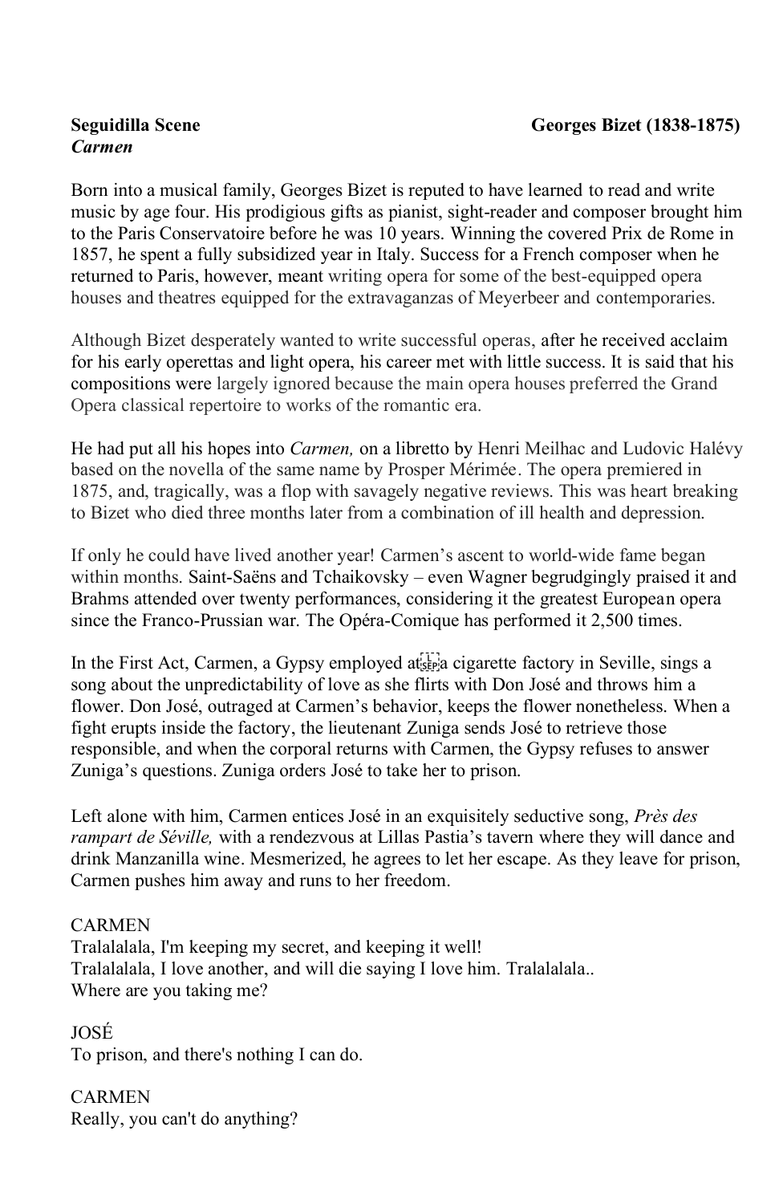**Seguidilla Scene** **Georges Bizet (1838-1875)**
***Carmen***

Born into a musical family, Georges Bizet is reputed to have learned to read and write music by age four. His prodigious gifts as pianist, sight-reader and composer brought him to the Paris Conservatoire before he was 10 years. Winning the covered Prix de Rome in 1857, he spent a fully subsidized year in Italy. Success for a French composer when he returned to Paris, however, meant writing opera for some of the best-equipped opera houses and theatres equipped for the extravaganzas of Meyerbeer and contemporaries.

Although Bizet desperately wanted to write successful operas, after he received acclaim for his early operettas and light opera, his career met with little success. It is said that his compositions were largely ignored because the main opera houses preferred the Grand Opera classical repertoire to works of the romantic era.

He had put all his hopes into *Carmen,* on a libretto by Henri Meilhac and Ludovic Halévy based on the novella of the same name by Prosper Mérimée. The opera premiered in 1875, and, tragically, was a flop with savagely negative reviews. This was heart breaking to Bizet who died three months later from a combination of ill health and depression.

If only he could have lived another year! Carmen's ascent to world-wide fame began within months. Saint-Saëns and Tchaikovsky – even Wagner begrudgingly praised it and Brahms attended over twenty performances, considering it the greatest European opera since the Franco-Prussian war. The Opéra-Comique has performed it 2,500 times.

In the First Act, Carmen, a Gypsy employed at a cigarette factory in Seville, sings a song about the unpredictability of love as she flirts with Don José and throws him a flower. Don José, outraged at Carmen's behavior, keeps the flower nonetheless. When a fight erupts inside the factory, the lieutenant Zuniga sends José to retrieve those responsible, and when the corporal returns with Carmen, the Gypsy refuses to answer Zuniga's questions. Zuniga orders José to take her to prison.

Left alone with him, Carmen entices José in an exquisitely seductive song, *Près des rampart de Séville,* with a rendezvous at Lillas Pastia's tavern where they will dance and drink Manzanilla wine. Mesmerized, he agrees to let her escape. As they leave for prison, Carmen pushes him away and runs to her freedom.

CARMEN
Tralalalala, I'm keeping my secret, and keeping it well!
Tralalalala, I love another, and will die saying I love him. Tralalalala..
Where are you taking me?

JOSÉ
To prison, and there's nothing I can do.

CARMEN
Really, you can't do anything?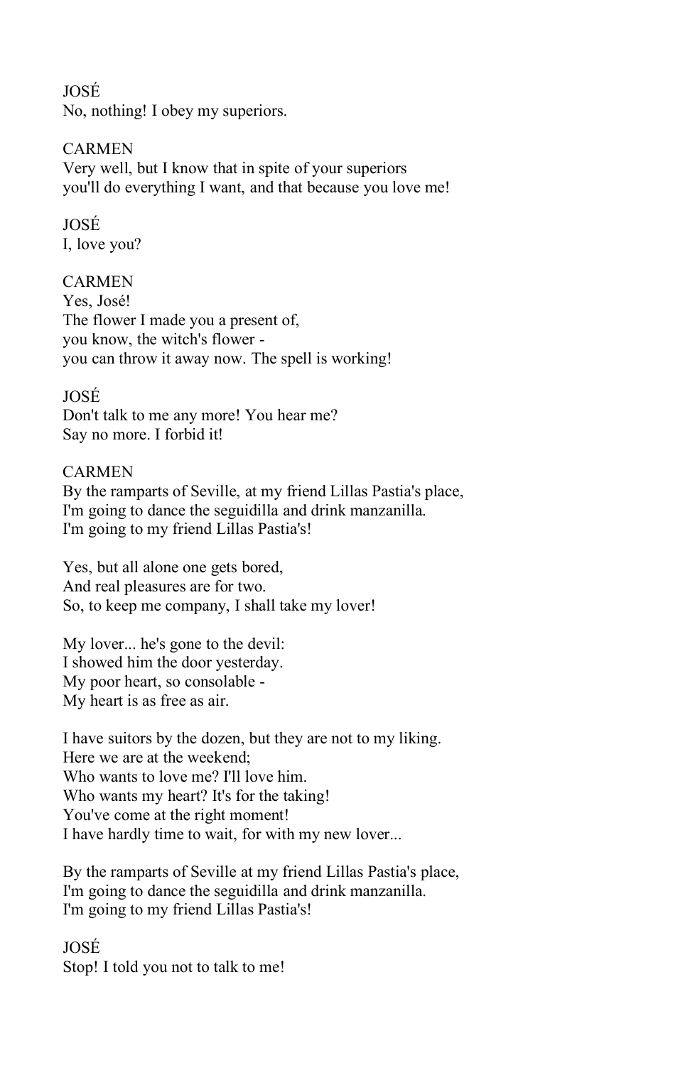JOSÉ
No, nothing! I obey my superiors.

CARMEN
Very well, but I know that in spite of your superiors
you'll do everything I want, and that because you love me!

JOSÉ
I, love you?

CARMEN
Yes, José!
The flower I made you a present of,
you know, the witch's flower -
you can throw it away now. The spell is working!

JOSÉ
Don't talk to me any more! You hear me?
Say no more. I forbid it!

CARMEN
By the ramparts of Seville, at my friend Lillas Pastia's place,
I'm going to dance the seguidilla and drink manzanilla.
I'm going to my friend Lillas Pastia's!

Yes, but all alone one gets bored,
And real pleasures are for two.
So, to keep me company, I shall take my lover!

My lover... he's gone to the devil:
I showed him the door yesterday.
My poor heart, so consolable -
My heart is as free as air.

I have suitors by the dozen, but they are not to my liking.
Here we are at the weekend;
Who wants to love me? I'll love him.
Who wants my heart? It's for the taking!
You've come at the right moment!
I have hardly time to wait, for with my new lover...

By the ramparts of Seville at my friend Lillas Pastia's place,
I'm going to dance the seguidilla and drink manzanilla.
I'm going to my friend Lillas Pastia's!

JOSÉ
Stop! I told you not to talk to me!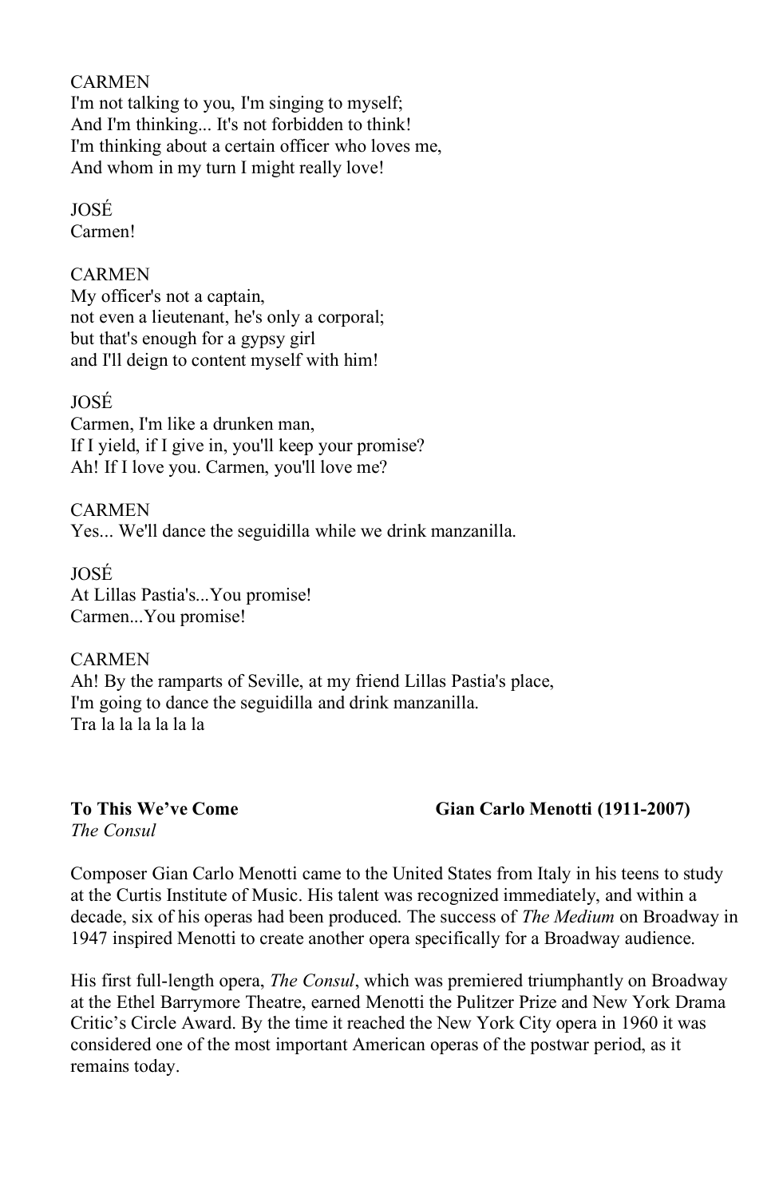CARMEN
I'm not talking to you, I'm singing to myself;
And I'm thinking... It's not forbidden to think!
I'm thinking about a certain officer who loves me,
And whom in my turn I might really love!

JOSÉ
Carmen!

CARMEN
My officer's not a captain,
not even a lieutenant, he's only a corporal;
but that's enough for a gypsy girl
and I'll deign to content myself with him!

JOSÉ
Carmen, I'm like a drunken man,
If I yield, if I give in, you'll keep your promise?
Ah! If I love you. Carmen, you'll love me?

CARMEN
Yes... We'll dance the seguidilla while we drink manzanilla.

JOSÉ
At Lillas Pastia's...You promise!
Carmen...You promise!

CARMEN
Ah! By the ramparts of Seville, at my friend Lillas Pastia's place,
I'm going to dance the seguidilla and drink manzanilla.
Tra la la la la la la

**To This We've Come** **Gian Carlo Menotti (1911-2007)**
*The Consul*

Composer Gian Carlo Menotti came to the United States from Italy in his teens to study at the Curtis Institute of Music. His talent was recognized immediately, and within a decade, six of his operas had been produced. The success of *The Medium* on Broadway in 1947 inspired Menotti to create another opera specifically for a Broadway audience.

His first full-length opera, *The Consul*, which was premiered triumphantly on Broadway at the Ethel Barrymore Theatre, earned Menotti the Pulitzer Prize and New York Drama Critic's Circle Award. By the time it reached the New York City opera in 1960 it was considered one of the most important American operas of the postwar period, as it remains today.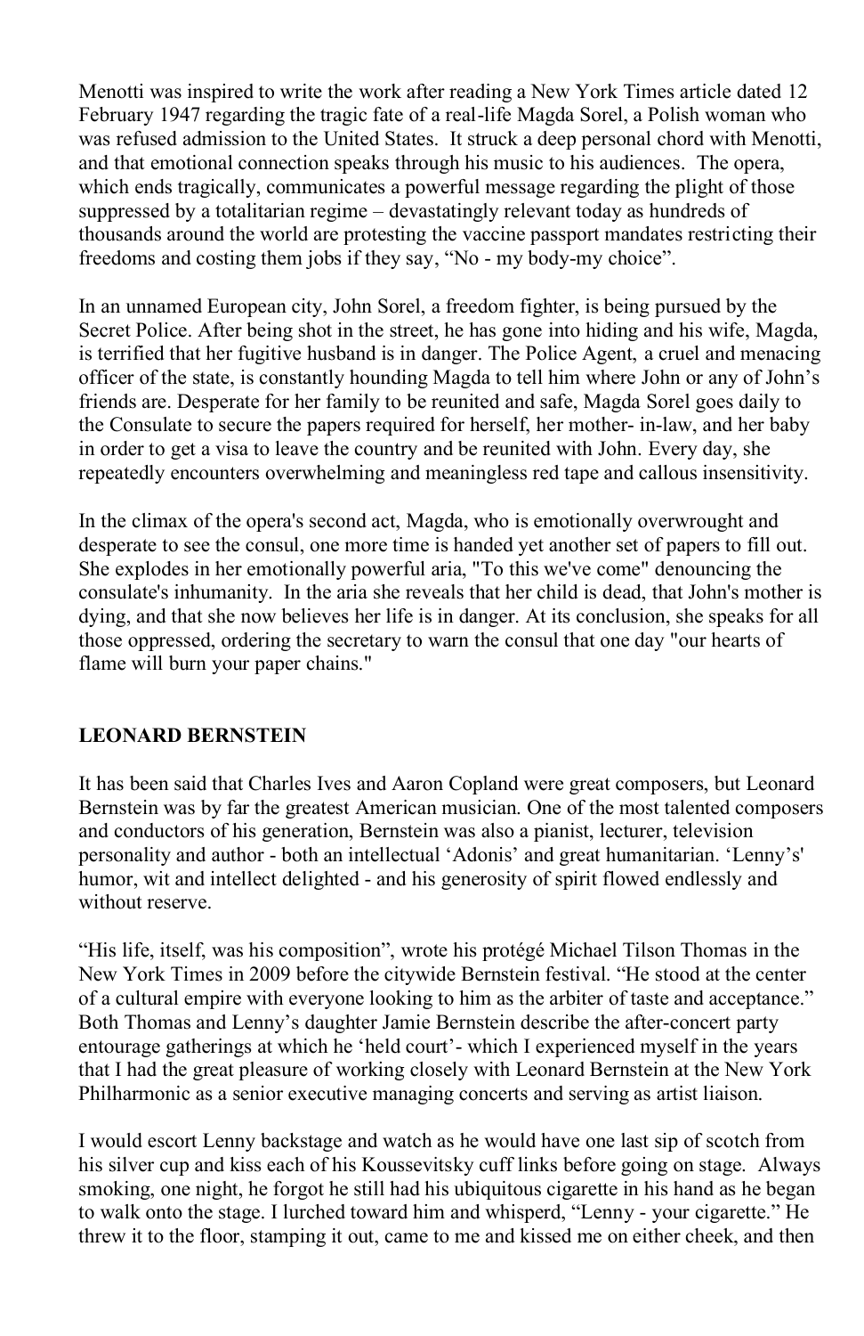Menotti was inspired to write the work after reading a New York Times article dated 12 February 1947 regarding the tragic fate of a real-life Magda Sorel, a Polish woman who was refused admission to the United States. It struck a deep personal chord with Menotti, and that emotional connection speaks through his music to his audiences. The opera, which ends tragically, communicates a powerful message regarding the plight of those suppressed by a totalitarian regime – devastatingly relevant today as hundreds of thousands around the world are protesting the vaccine passport mandates restricting their freedoms and costing them jobs if they say, "No - my body-my choice".

In an unnamed European city, John Sorel, a freedom fighter, is being pursued by the Secret Police. After being shot in the street, he has gone into hiding and his wife, Magda, is terrified that her fugitive husband is in danger. The Police Agent, a cruel and menacing officer of the state, is constantly hounding Magda to tell him where John or any of John's friends are. Desperate for her family to be reunited and safe, Magda Sorel goes daily to the Consulate to secure the papers required for herself, her mother- in-law, and her baby in order to get a visa to leave the country and be reunited with John. Every day, she repeatedly encounters overwhelming and meaningless red tape and callous insensitivity.

In the climax of the opera's second act, Magda, who is emotionally overwrought and desperate to see the consul, one more time is handed yet another set of papers to fill out. She explodes in her emotionally powerful aria, "To this we've come" denouncing the consulate's inhumanity. In the aria she reveals that her child is dead, that John's mother is dying, and that she now believes her life is in danger. At its conclusion, she speaks for all those oppressed, ordering the secretary to warn the consul that one day "our hearts of flame will burn your paper chains."

## LEONARD BERNSTEIN

It has been said that Charles Ives and Aaron Copland were great composers, but Leonard Bernstein was by far the greatest American musician. One of the most talented composers and conductors of his generation, Bernstein was also a pianist, lecturer, television personality and author - both an intellectual 'Adonis' and great humanitarian. 'Lenny's' humor, wit and intellect delighted - and his generosity of spirit flowed endlessly and without reserve.

"His life, itself, was his composition", wrote his protégé Michael Tilson Thomas in the New York Times in 2009 before the citywide Bernstein festival. "He stood at the center of a cultural empire with everyone looking to him as the arbiter of taste and acceptance." Both Thomas and Lenny's daughter Jamie Bernstein describe the after-concert party entourage gatherings at which he 'held court'- which I experienced myself in the years that I had the great pleasure of working closely with Leonard Bernstein at the New York Philharmonic as a senior executive managing concerts and serving as artist liaison.

I would escort Lenny backstage and watch as he would have one last sip of scotch from his silver cup and kiss each of his Koussevitsky cuff links before going on stage. Always smoking, one night, he forgot he still had his ubiquitous cigarette in his hand as he began to walk onto the stage. I lurched toward him and whisperd, "Lenny - your cigarette." He threw it to the floor, stamping it out, came to me and kissed me on either cheek, and then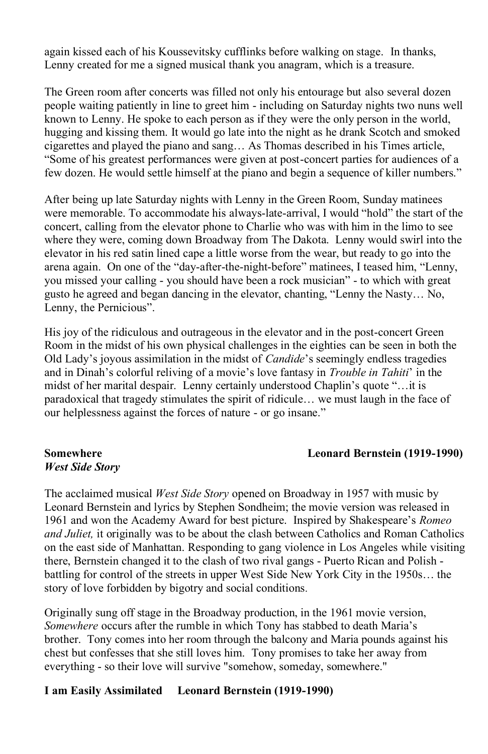again kissed each of his Koussevitsky cufflinks before walking on stage. In thanks, Lenny created for me a signed musical thank you anagram, which is a treasure.

The Green room after concerts was filled not only his entourage but also several dozen people waiting patiently in line to greet him - including on Saturday nights two nuns well known to Lenny. He spoke to each person as if they were the only person in the world, hugging and kissing them. It would go late into the night as he drank Scotch and smoked cigarettes and played the piano and sang… As Thomas described in his Times article, "Some of his greatest performances were given at post-concert parties for audiences of a few dozen. He would settle himself at the piano and begin a sequence of killer numbers."

After being up late Saturday nights with Lenny in the Green Room, Sunday matinees were memorable. To accommodate his always-late-arrival, I would "hold" the start of the concert, calling from the elevator phone to Charlie who was with him in the limo to see where they were, coming down Broadway from The Dakota. Lenny would swirl into the elevator in his red satin lined cape a little worse from the wear, but ready to go into the arena again. On one of the "day-after-the-night-before" matinees, I teased him, "Lenny, you missed your calling - you should have been a rock musician" - to which with great gusto he agreed and began dancing in the elevator, chanting, "Lenny the Nasty… No, Lenny, the Pernicious".

His joy of the ridiculous and outrageous in the elevator and in the post-concert Green Room in the midst of his own physical challenges in the eighties can be seen in both the Old Lady's joyous assimilation in the midst of *Candide*'s seemingly endless tragedies and in Dinah's colorful reliving of a movie's love fantasy in *Trouble in Tahiti*' in the midst of her marital despair. Lenny certainly understood Chaplin's quote "…it is paradoxical that tragedy stimulates the spirit of ridicule… we must laugh in the face of our helplessness against the forces of nature - or go insane."

**Somewhere** **Leonard Bernstein (1919-1990)**
***West Side Story***

The acclaimed musical *West Side Story* opened on Broadway in 1957 with music by Leonard Bernstein and lyrics by Stephen Sondheim; the movie version was released in 1961 and won the Academy Award for best picture. Inspired by Shakespeare's *Romeo and Juliet,* it originally was to be about the clash between Catholics and Roman Catholics on the east side of Manhattan. Responding to gang violence in Los Angeles while visiting there, Bernstein changed it to the clash of two rival gangs - Puerto Rican and Polish - battling for control of the streets in upper West Side New York City in the 1950s… the story of love forbidden by bigotry and social conditions.

Originally sung off stage in the Broadway production, in the 1961 movie version, *Somewhere* occurs after the rumble in which Tony has stabbed to death Maria's brother. Tony comes into her room through the balcony and Maria pounds against his chest but confesses that she still loves him. Tony promises to take her away from everything - so their love will survive "somehow, someday, somewhere."

**I am Easily Assimilated** **Leonard Bernstein (1919-1990)**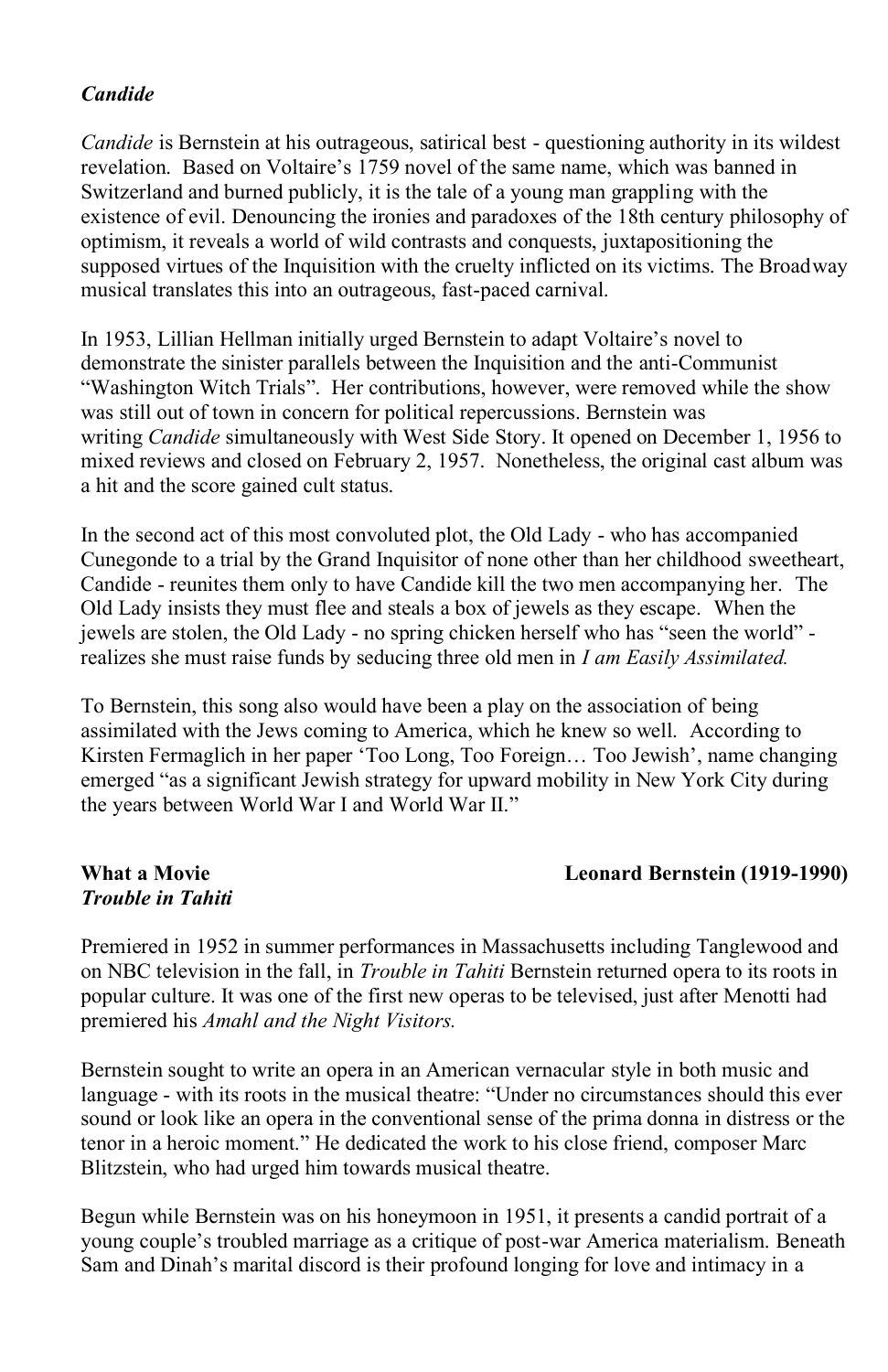***Candide***

*Candide* is Bernstein at his outrageous, satirical best - questioning authority in its wildest revelation. Based on Voltaire's 1759 novel of the same name, which was banned in Switzerland and burned publicly, it is the tale of a young man grappling with the existence of evil. Denouncing the ironies and paradoxes of the 18th century philosophy of optimism, it reveals a world of wild contrasts and conquests, juxtapositioning the supposed virtues of the Inquisition with the cruelty inflicted on its victims. The Broadway musical translates this into an outrageous, fast-paced carnival.

In 1953, Lillian Hellman initially urged Bernstein to adapt Voltaire's novel to demonstrate the sinister parallels between the Inquisition and the anti-Communist "Washington Witch Trials". Her contributions, however, were removed while the show was still out of town in concern for political repercussions. Bernstein was writing *Candide* simultaneously with West Side Story. It opened on December 1, 1956 to mixed reviews and closed on February 2, 1957. Nonetheless, the original cast album was a hit and the score gained cult status.

In the second act of this most convoluted plot, the Old Lady - who has accompanied Cunegonde to a trial by the Grand Inquisitor of none other than her childhood sweetheart, Candide - reunites them only to have Candide kill the two men accompanying her. The Old Lady insists they must flee and steals a box of jewels as they escape. When the jewels are stolen, the Old Lady - no spring chicken herself who has "seen the world" - realizes she must raise funds by seducing three old men in *I am Easily Assimilated.*

To Bernstein, this song also would have been a play on the association of being assimilated with the Jews coming to America, which he knew so well. According to Kirsten Fermaglich in her paper 'Too Long, Too Foreign… Too Jewish', name changing emerged "as a significant Jewish strategy for upward mobility in New York City during the years between World War I and World War II."

**What a Movie** **Leonard Bernstein (1919-1990)**
***Trouble in Tahiti***

Premiered in 1952 in summer performances in Massachusetts including Tanglewood and on NBC television in the fall, in *Trouble in Tahiti* Bernstein returned opera to its roots in popular culture. It was one of the first new operas to be televised, just after Menotti had premiered his *Amahl and the Night Visitors.*

Bernstein sought to write an opera in an American vernacular style in both music and language - with its roots in the musical theatre: "Under no circumstances should this ever sound or look like an opera in the conventional sense of the prima donna in distress or the tenor in a heroic moment." He dedicated the work to his close friend, composer Marc Blitzstein, who had urged him towards musical theatre.

Begun while Bernstein was on his honeymoon in 1951, it presents a candid portrait of a young couple's troubled marriage as a critique of post-war America materialism. Beneath Sam and Dinah's marital discord is their profound longing for love and intimacy in a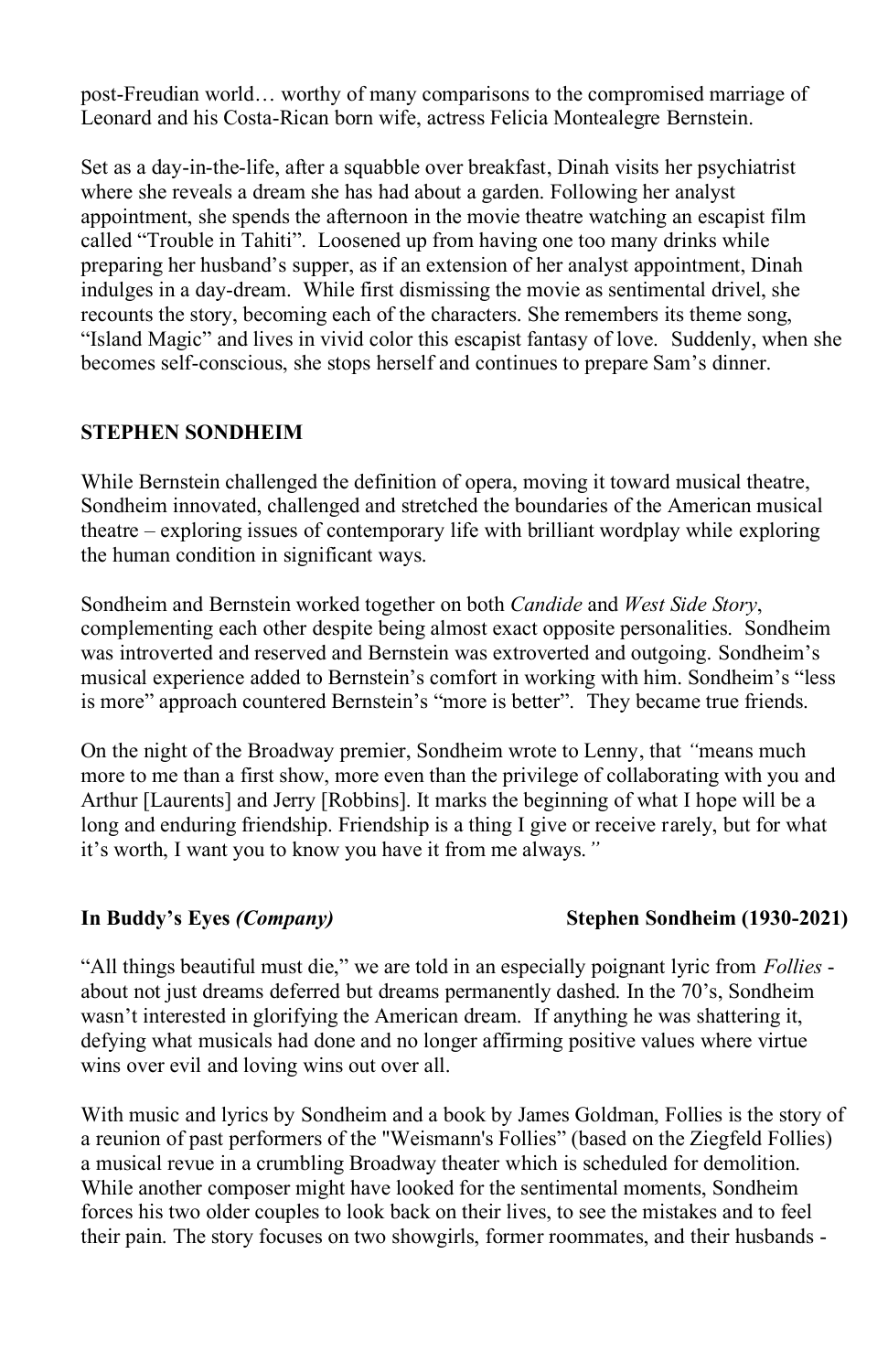post-Freudian world… worthy of many comparisons to the compromised marriage of Leonard and his Costa-Rican born wife, actress Felicia Montealegre Bernstein.

Set as a day-in-the-life, after a squabble over breakfast, Dinah visits her psychiatrist where she reveals a dream she has had about a garden. Following her analyst appointment, she spends the afternoon in the movie theatre watching an escapist film called "Trouble in Tahiti". Loosened up from having one too many drinks while preparing her husband's supper, as if an extension of her analyst appointment, Dinah indulges in a day-dream. While first dismissing the movie as sentimental drivel, she recounts the story, becoming each of the characters. She remembers its theme song, "Island Magic" and lives in vivid color this escapist fantasy of love. Suddenly, when she becomes self-conscious, she stops herself and continues to prepare Sam's dinner.

## STEPHEN SONDHEIM

While Bernstein challenged the definition of opera, moving it toward musical theatre, Sondheim innovated, challenged and stretched the boundaries of the American musical theatre – exploring issues of contemporary life with brilliant wordplay while exploring the human condition in significant ways.

Sondheim and Bernstein worked together on both *Candide* and *West Side Story*, complementing each other despite being almost exact opposite personalities. Sondheim was introverted and reserved and Bernstein was extroverted and outgoing. Sondheim's musical experience added to Bernstein's comfort in working with him. Sondheim's "less is more" approach countered Bernstein's "more is better". They became true friends.

On the night of the Broadway premier, Sondheim wrote to Lenny, that *"means much more to me than a first show, more even than the privilege of collaborating with you and Arthur [Laurents] and Jerry [Robbins]. It marks the beginning of what I hope will be a long and enduring friendship. Friendship is a thing I give or receive rarely, but for what it's worth, I want you to know you have it from me always."*

**In Buddy's Eyes *(Company)*** **Stephen Sondheim (1930-2021)**

"All things beautiful must die," we are told in an especially poignant lyric from *Follies* - about not just dreams deferred but dreams permanently dashed. In the 70's, Sondheim wasn't interested in glorifying the American dream. If anything he was shattering it, defying what musicals had done and no longer affirming positive values where virtue wins over evil and loving wins out over all.

With music and lyrics by Sondheim and a book by James Goldman, Follies is the story of a reunion of past performers of the "Weismann's Follies" (based on the Ziegfeld Follies) a musical revue in a crumbling Broadway theater which is scheduled for demolition. While another composer might have looked for the sentimental moments, Sondheim forces his two older couples to look back on their lives, to see the mistakes and to feel their pain. The story focuses on two showgirls, former roommates, and their husbands -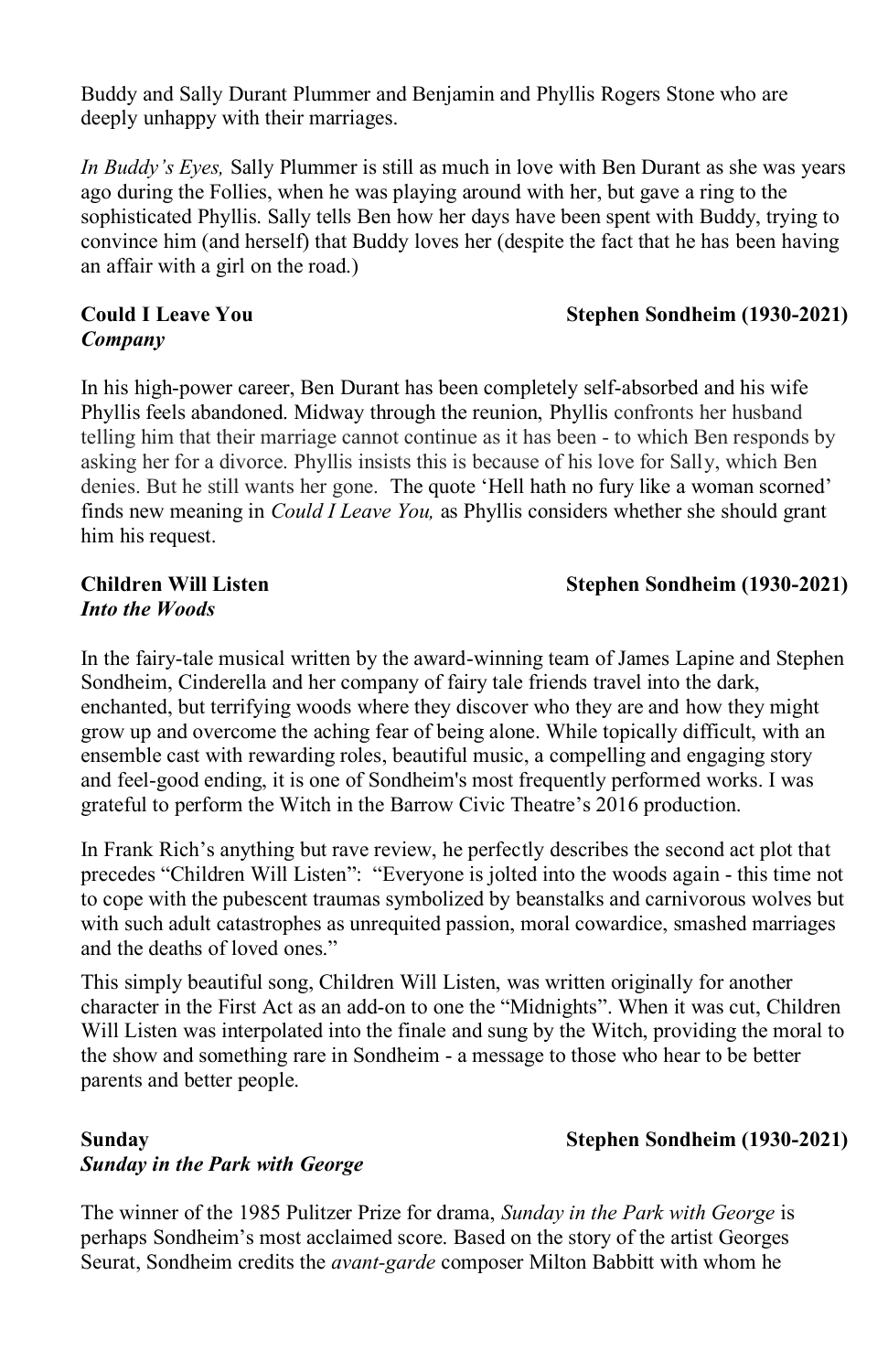Buddy and Sally Durant Plummer and Benjamin and Phyllis Rogers Stone who are deeply unhappy with their marriages.

*In Buddy's Eyes,* Sally Plummer is still as much in love with Ben Durant as she was years ago during the Follies, when he was playing around with her, but gave a ring to the sophisticated Phyllis. Sally tells Ben how her days have been spent with Buddy, trying to convince him (and herself) that Buddy loves her (despite the fact that he has been having an affair with a girl on the road.)

**Could I Leave You** **Stephen Sondheim (1930-2021)**
***Company***

In his high-power career, Ben Durant has been completely self-absorbed and his wife Phyllis feels abandoned. Midway through the reunion, Phyllis confronts her husband telling him that their marriage cannot continue as it has been - to which Ben responds by asking her for a divorce. Phyllis insists this is because of his love for Sally, which Ben denies. But he still wants her gone. The quote 'Hell hath no fury like a woman scorned' finds new meaning in *Could I Leave You,* as Phyllis considers whether she should grant him his request.

**Children Will Listen** **Stephen Sondheim (1930-2021)**
***Into the Woods***

In the fairy-tale musical written by the award-winning team of James Lapine and Stephen Sondheim, Cinderella and her company of fairy tale friends travel into the dark, enchanted, but terrifying woods where they discover who they are and how they might grow up and overcome the aching fear of being alone. While topically difficult, with an ensemble cast with rewarding roles, beautiful music, a compelling and engaging story and feel-good ending, it is one of Sondheim's most frequently performed works. I was grateful to perform the Witch in the Barrow Civic Theatre's 2016 production.

In Frank Rich's anything but rave review, he perfectly describes the second act plot that precedes "Children Will Listen": "Everyone is jolted into the woods again - this time not to cope with the pubescent traumas symbolized by beanstalks and carnivorous wolves but with such adult catastrophes as unrequited passion, moral cowardice, smashed marriages and the deaths of loved ones."

This simply beautiful song, Children Will Listen, was written originally for another character in the First Act as an add-on to one the "Midnights". When it was cut, Children Will Listen was interpolated into the finale and sung by the Witch, providing the moral to the show and something rare in Sondheim - a message to those who hear to be better parents and better people.

**Sunday** **Stephen Sondheim (1930-2021)**
***Sunday in the Park with George***

The winner of the 1985 Pulitzer Prize for drama, *Sunday in the Park with George* is perhaps Sondheim's most acclaimed score. Based on the story of the artist Georges Seurat, Sondheim credits the *avant-garde* composer Milton Babbitt with whom he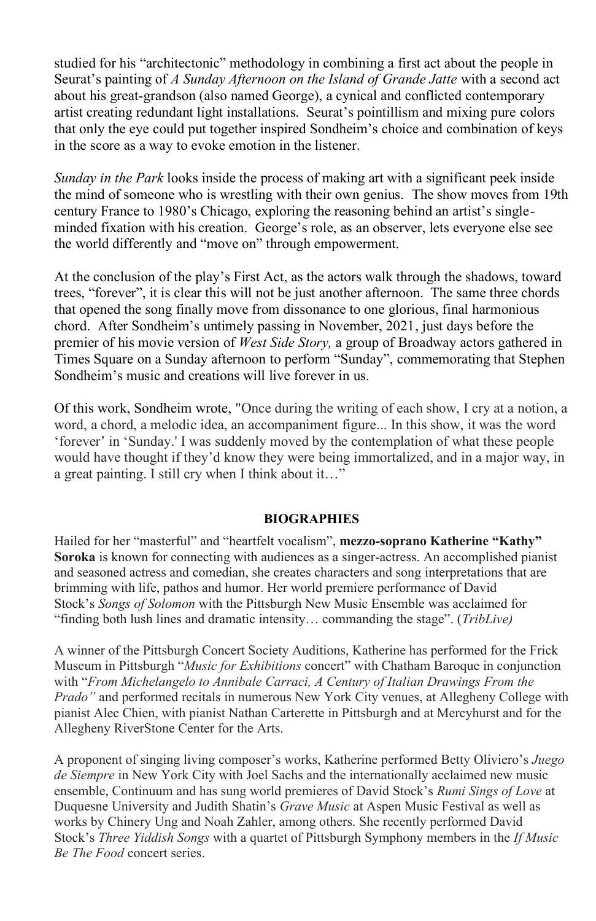studied for his "architectonic" methodology in combining a first act about the people in Seurat's painting of *A Sunday Afternoon on the Island of Grande Jatte* with a second act about his great-grandson (also named George), a cynical and conflicted contemporary artist creating redundant light installations. Seurat's pointillism and mixing pure colors that only the eye could put together inspired Sondheim's choice and combination of keys in the score as a way to evoke emotion in the listener.

*Sunday in the Park* looks inside the process of making art with a significant peek inside the mind of someone who is wrestling with their own genius. The show moves from 19th century France to 1980's Chicago, exploring the reasoning behind an artist's single-minded fixation with his creation. George's role, as an observer, lets everyone else see the world differently and "move on" through empowerment.

At the conclusion of the play's First Act, as the actors walk through the shadows, toward trees, "forever", it is clear this will not be just another afternoon. The same three chords that opened the song finally move from dissonance to one glorious, final harmonious chord. After Sondheim's untimely passing in November, 2021, just days before the premier of his movie version of *West Side Story,* a group of Broadway actors gathered in Times Square on a Sunday afternoon to perform "Sunday", commemorating that Stephen Sondheim's music and creations will live forever in us.

Of this work, Sondheim wrote, "Once during the writing of each show, I cry at a notion, a word, a chord, a melodic idea, an accompaniment figure... In this show, it was the word 'forever' in 'Sunday.' I was suddenly moved by the contemplation of what these people would have thought if they'd know they were being immortalized, and in a major way, in a great painting. I still cry when I think about it…"

## BIOGRAPHIES

Hailed for her "masterful" and "heartfelt vocalism", **mezzo-soprano Katherine "Kathy" Soroka** is known for connecting with audiences as a singer-actress. An accomplished pianist and seasoned actress and comedian, she creates characters and song interpretations that are brimming with life, pathos and humor. Her world premiere performance of David Stock's *Songs of Solomon* with the Pittsburgh New Music Ensemble was acclaimed for "finding both lush lines and dramatic intensity… commanding the stage". (*TribLive)*

A winner of the Pittsburgh Concert Society Auditions, Katherine has performed for the Frick Museum in Pittsburgh "*Music for Exhibitions* concert" with Chatham Baroque in conjunction with "*From Michelangelo to Annibale Carraci, A Century of Italian Drawings From the Prado"* and performed recitals in numerous New York City venues, at Allegheny College with pianist Alec Chien, with pianist Nathan Carterette in Pittsburgh and at Mercyhurst and for the Allegheny RiverStone Center for the Arts.

A proponent of singing living composer's works, Katherine performed Betty Oliviero's *Juego de Siempre* in New York City with Joel Sachs and the internationally acclaimed new music ensemble, Continuum and has sung world premieres of David Stock's *Rumi Sings of Love* at Duquesne University and Judith Shatin's *Grave Music* at Aspen Music Festival as well as works by Chinery Ung and Noah Zahler, among others. She recently performed David Stock's *Three Yiddish Songs* with a quartet of Pittsburgh Symphony members in the *If Music Be The Food* concert series.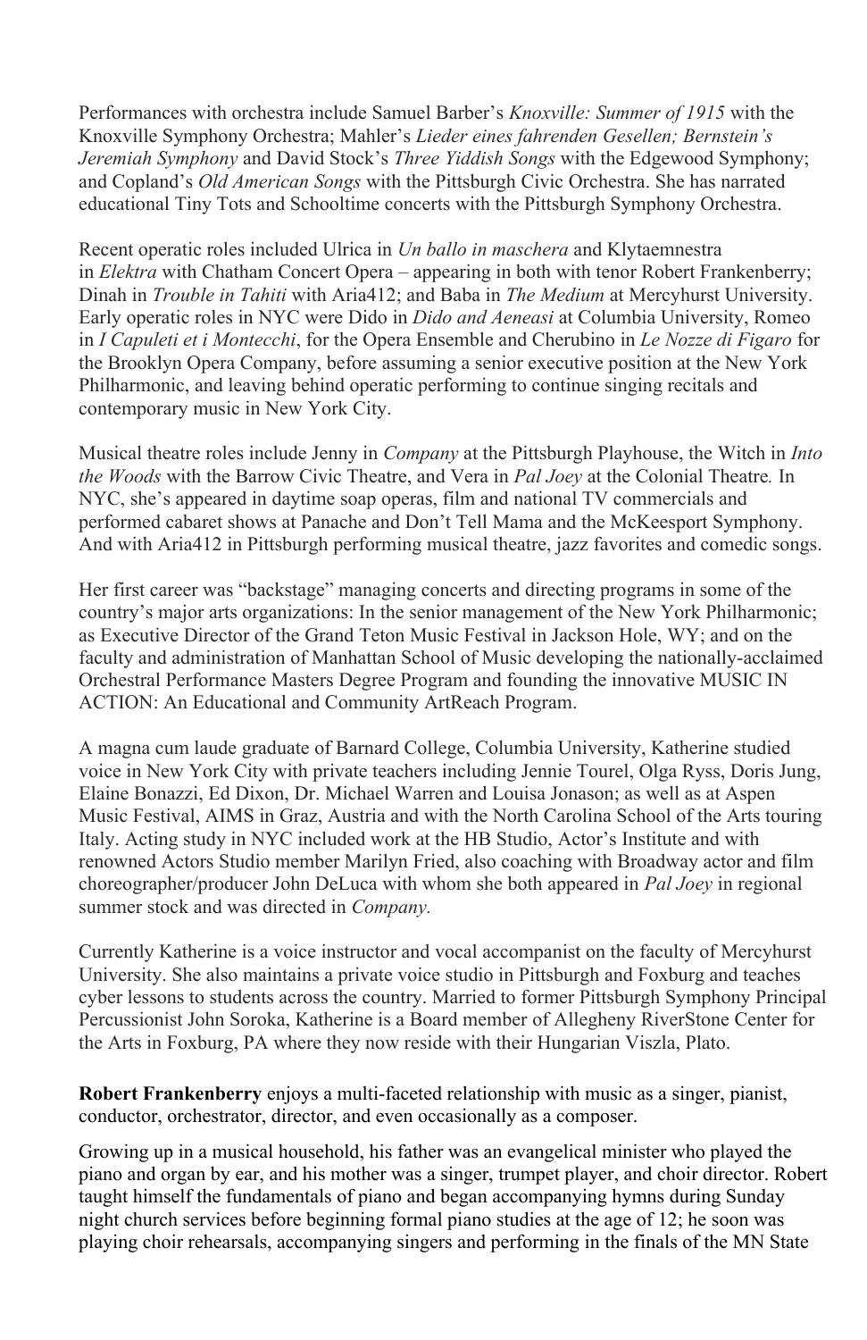Performances with orchestra include Samuel Barber's *Knoxville: Summer of 1915* with the Knoxville Symphony Orchestra; Mahler's *Lieder eines fahrenden Gesellen; Bernstein's Jeremiah Symphony* and David Stock's *Three Yiddish Songs* with the Edgewood Symphony; and Copland's *Old American Songs* with the Pittsburgh Civic Orchestra. She has narrated educational Tiny Tots and Schooltime concerts with the Pittsburgh Symphony Orchestra.

Recent operatic roles included Ulrica in *Un ballo in maschera* and Klytaemnestra in *Elektra* with Chatham Concert Opera – appearing in both with tenor Robert Frankenberry; Dinah in *Trouble in Tahiti* with Aria412; and Baba in *The Medium* at Mercyhurst University. Early operatic roles in NYC were Dido in *Dido and Aeneasi* at Columbia University, Romeo in *I Capuleti et i Montecchi*, for the Opera Ensemble and Cherubino in *Le Nozze di Figaro* for the Brooklyn Opera Company, before assuming a senior executive position at the New York Philharmonic, and leaving behind operatic performing to continue singing recitals and contemporary music in New York City.

Musical theatre roles include Jenny in *Company* at the Pittsburgh Playhouse, the Witch in *Into the Woods* with the Barrow Civic Theatre, and Vera in *Pal Joey* at the Colonial Theatre*.* In NYC, she's appeared in daytime soap operas, film and national TV commercials and performed cabaret shows at Panache and Don't Tell Mama and the McKeesport Symphony. And with Aria412 in Pittsburgh performing musical theatre, jazz favorites and comedic songs.

Her first career was "backstage" managing concerts and directing programs in some of the country's major arts organizations: In the senior management of the New York Philharmonic; as Executive Director of the Grand Teton Music Festival in Jackson Hole, WY; and on the faculty and administration of Manhattan School of Music developing the nationally-acclaimed Orchestral Performance Masters Degree Program and founding the innovative MUSIC IN ACTION: An Educational and Community ArtReach Program.

A magna cum laude graduate of Barnard College, Columbia University, Katherine studied voice in New York City with private teachers including Jennie Tourel, Olga Ryss, Doris Jung, Elaine Bonazzi, Ed Dixon, Dr. Michael Warren and Louisa Jonason; as well as at Aspen Music Festival, AIMS in Graz, Austria and with the North Carolina School of the Arts touring Italy. Acting study in NYC included work at the HB Studio, Actor's Institute and with renowned Actors Studio member Marilyn Fried, also coaching with Broadway actor and film choreographer/producer John DeLuca with whom she both appeared in *Pal Joey* in regional summer stock and was directed in *Company.*

Currently Katherine is a voice instructor and vocal accompanist on the faculty of Mercyhurst University. She also maintains a private voice studio in Pittsburgh and Foxburg and teaches cyber lessons to students across the country. Married to former Pittsburgh Symphony Principal Percussionist John Soroka, Katherine is a Board member of Allegheny RiverStone Center for the Arts in Foxburg, PA where they now reside with their Hungarian Viszla, Plato.

**Robert Frankenberry** enjoys a multi-faceted relationship with music as a singer, pianist, conductor, orchestrator, director, and even occasionally as a composer.

Growing up in a musical household, his father was an evangelical minister who played the piano and organ by ear, and his mother was a singer, trumpet player, and choir director. Robert taught himself the fundamentals of piano and began accompanying hymns during Sunday night church services before beginning formal piano studies at the age of 12; he soon was playing choir rehearsals, accompanying singers and performing in the finals of the MN State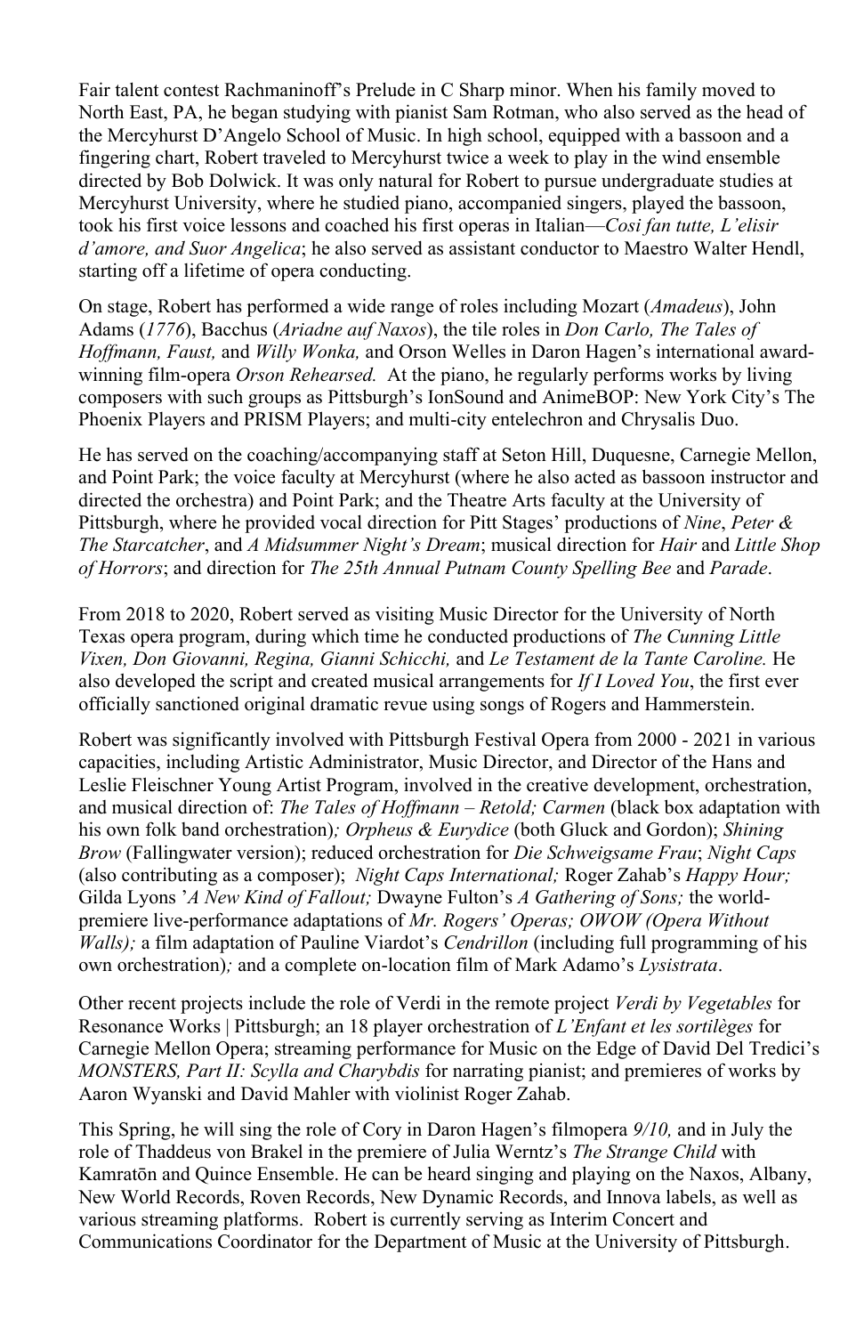Fair talent contest Rachmaninoff's Prelude in C Sharp minor. When his family moved to North East, PA, he began studying with pianist Sam Rotman, who also served as the head of the Mercyhurst D'Angelo School of Music. In high school, equipped with a bassoon and a fingering chart, Robert traveled to Mercyhurst twice a week to play in the wind ensemble directed by Bob Dolwick. It was only natural for Robert to pursue undergraduate studies at Mercyhurst University, where he studied piano, accompanied singers, played the bassoon, took his first voice lessons and coached his first operas in Italian—*Cosi fan tutte, L'elisir d'amore, and Suor Angelica*; he also served as assistant conductor to Maestro Walter Hendl, starting off a lifetime of opera conducting.

On stage, Robert has performed a wide range of roles including Mozart (*Amadeus*), John Adams (*1776*), Bacchus (*Ariadne auf Naxos*), the tile roles in *Don Carlo, The Tales of Hoffmann, Faust,* and *Willy Wonka,* and Orson Welles in Daron Hagen's international award-winning film-opera *Orson Rehearsed.* At the piano, he regularly performs works by living composers with such groups as Pittsburgh's IonSound and AnimeBOP: New York City's The Phoenix Players and PRISM Players; and multi-city entelechron and Chrysalis Duo.

He has served on the coaching/accompanying staff at Seton Hill, Duquesne, Carnegie Mellon, and Point Park; the voice faculty at Mercyhurst (where he also acted as bassoon instructor and directed the orchestra) and Point Park; and the Theatre Arts faculty at the University of Pittsburgh, where he provided vocal direction for Pitt Stages' productions of *Nine*, *Peter & The Starcatcher*, and *A Midsummer Night's Dream*; musical direction for *Hair* and *Little Shop of Horrors*; and direction for *The 25th Annual Putnam County Spelling Bee* and *Parade*.

From 2018 to 2020, Robert served as visiting Music Director for the University of North Texas opera program, during which time he conducted productions of *The Cunning Little Vixen, Don Giovanni, Regina, Gianni Schicchi,* and *Le Testament de la Tante Caroline.* He also developed the script and created musical arrangements for *If I Loved You*, the first ever officially sanctioned original dramatic revue using songs of Rogers and Hammerstein.

Robert was significantly involved with Pittsburgh Festival Opera from 2000 - 2021 in various capacities, including Artistic Administrator, Music Director, and Director of the Hans and Leslie Fleischner Young Artist Program, involved in the creative development, orchestration, and musical direction of: *The Tales of Hoffmann – Retold; Carmen* (black box adaptation with his own folk band orchestration)*; Orpheus & Eurydice* (both Gluck and Gordon); *Shining Brow* (Fallingwater version); reduced orchestration for *Die Schweigsame Frau*; *Night Caps* (also contributing as a composer); *Night Caps International;* Roger Zahab's *Happy Hour;* Gilda Lyons '*A New Kind of Fallout;* Dwayne Fulton's *A Gathering of Sons;* the world-premiere live-performance adaptations of *Mr. Rogers' Operas; OWOW (Opera Without Walls);* a film adaptation of Pauline Viardot's *Cendrillon* (including full programming of his own orchestration)*;* and a complete on-location film of Mark Adamo's *Lysistrata*.

Other recent projects include the role of Verdi in the remote project *Verdi by Vegetables* for Resonance Works | Pittsburgh; an 18 player orchestration of *L'Enfant et les sortilèges* for Carnegie Mellon Opera; streaming performance for Music on the Edge of David Del Tredici's *MONSTERS, Part II: Scylla and Charybdis* for narrating pianist; and premieres of works by Aaron Wyanski and David Mahler with violinist Roger Zahab.

This Spring, he will sing the role of Cory in Daron Hagen's filmopera *9/10,* and in July the role of Thaddeus von Brakel in the premiere of Julia Werntz's *The Strange Child* with Kamratōn and Quince Ensemble. He can be heard singing and playing on the Naxos, Albany, New World Records, Roven Records, New Dynamic Records, and Innova labels, as well as various streaming platforms. Robert is currently serving as Interim Concert and Communications Coordinator for the Department of Music at the University of Pittsburgh.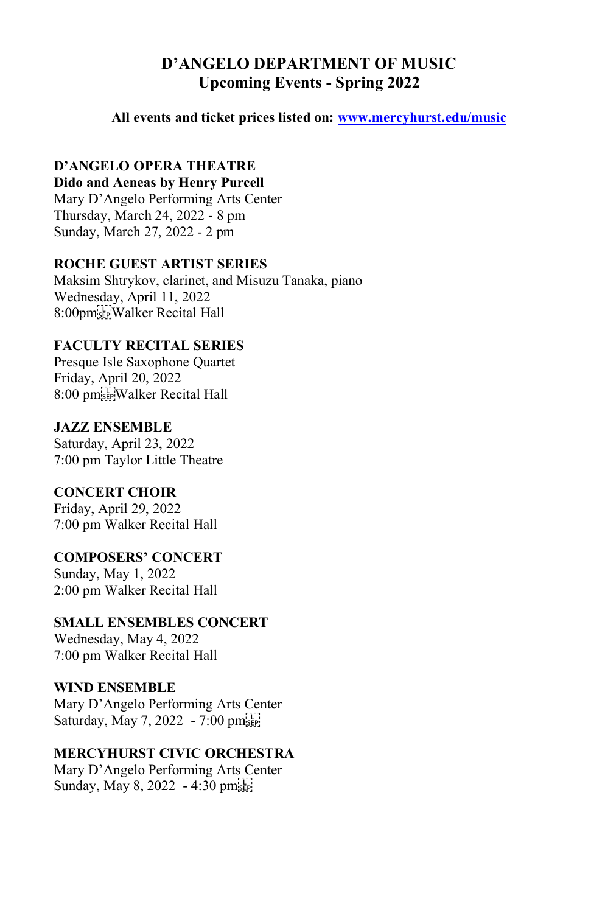## D'ANGELO DEPARTMENT OF MUSIC
## Upcoming Events - Spring 2022

**All events and ticket prices listed on: [www.mercyhurst.edu/music](http://www.mercyhurst.edu/music)**

**D'ANGELO OPERA THEATRE**
**Dido and Aeneas by Henry Purcell**
Mary D'Angelo Performing Arts Center
Thursday, March 24, 2022 - 8 pm
Sunday, March 27, 2022 - 2 pm

**ROCHE GUEST ARTIST SERIES**
Maksim Shtrykov, clarinet, and Misuzu Tanaka, piano
Wednesday, April 11, 2022
8:00pm Walker Recital Hall

**FACULTY RECITAL SERIES**
Presque Isle Saxophone Quartet
Friday, April 20, 2022
8:00 pm Walker Recital Hall

**JAZZ ENSEMBLE**
Saturday, April 23, 2022
7:00 pm Taylor Little Theatre

**CONCERT CHOIR**
Friday, April 29, 2022
7:00 pm Walker Recital Hall

**COMPOSERS' CONCERT**
Sunday, May 1, 2022
2:00 pm Walker Recital Hall

**SMALL ENSEMBLES CONCERT**
Wednesday, May 4, 2022
7:00 pm Walker Recital Hall

**WIND ENSEMBLE**
Mary D'Angelo Performing Arts Center
Saturday, May 7, 2022 - 7:00 pm

**MERCYHURST CIVIC ORCHESTRA**
Mary D'Angelo Performing Arts Center
Sunday, May 8, 2022 - 4:30 pm